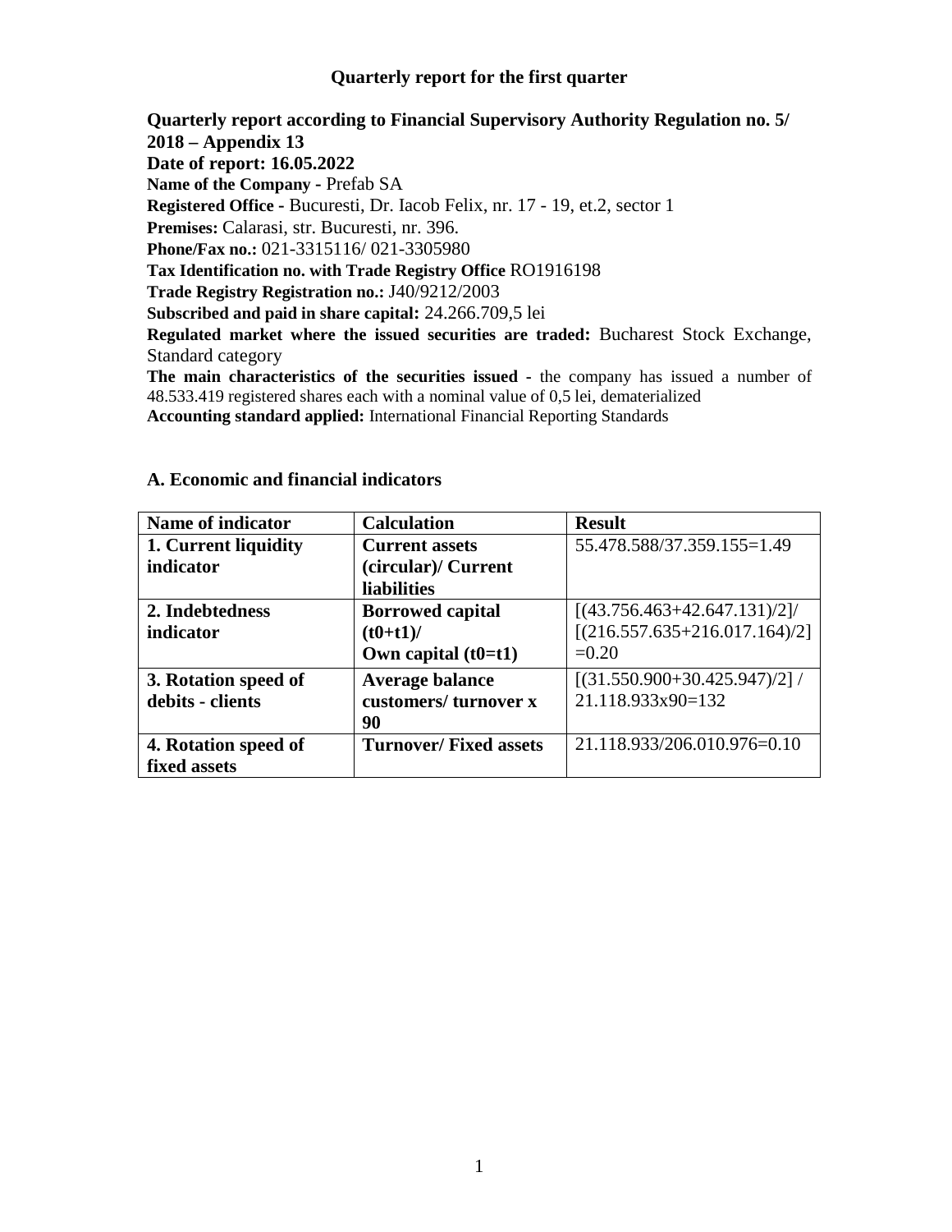# Quarterly report for the first quarter

**Quarterly report according to Financial Supervisory Authority Regulation no. 5/ 2018 – Appendix 13**
**Date of report: 16.05.2022**
**Name of the Company -** Prefab SA
**Registered Office -** Bucuresti, Dr. Iacob Felix, nr. 17 - 19, et.2, sector 1
**Premises:** Calarasi, str. Bucuresti, nr. 396.
**Phone/Fax no.:** 021-3315116/ 021-3305980
**Tax Identification no. with Trade Registry Office** RO1916198
**Trade Registry Registration no.:** J40/9212/2003
**Subscribed and paid in share capital:** 24.266.709,5 lei
**Regulated market where the issued securities are traded:** Bucharest Stock Exchange, Standard category
**The main characteristics of the securities issued** - the company has issued a number of 48.533.419 registered shares each with a nominal value of 0,5 lei, dematerialized
**Accounting standard applied:** International Financial Reporting Standards

## A. Economic and financial indicators

| Name of indicator | Calculation | Result |
|---|---|---|
| **1. Current liquidity indicator** | **Current assets (circular)/ Current liabilities** | 55.478.588/37.359.155=1.49 |
| **2. Indebtedness indicator** | **Borrowed capital (t0+t1)/ Own capital (t0=t1)** | [(43.756.463+42.647.131)/2]/ [(216.557.635+216.017.164)/2] =0.20 |
| **3. Rotation speed of debits - clients** | **Average balance customers/ turnover x 90** | [(31.550.900+30.425.947)/2] / 21.118.933x90=132 |
| **4. Rotation speed of fixed assets** | **Turnover/ Fixed assets** | 21.118.933/206.010.976=0.10 |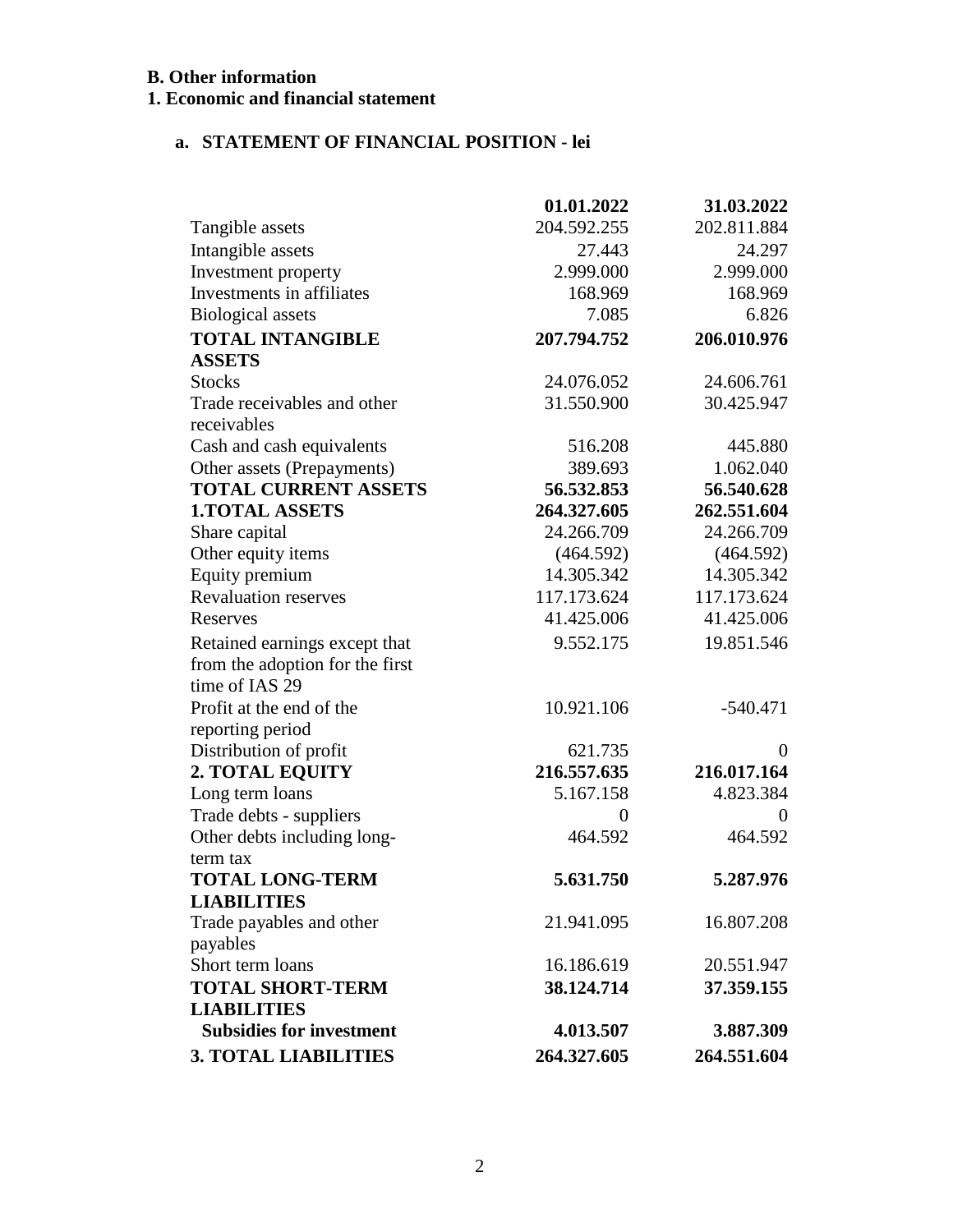**B. Other information**

**1. Economic and financial statement**

**a. STATEMENT OF FINANCIAL POSITION - lei**

| | **01.01.2022** | **31.03.2022** |
|---|---|---|
| Tangible assets | 204.592.255 | 202.811.884 |
| Intangible assets | 27.443 | 24.297 |
| Investment property | 2.999.000 | 2.999.000 |
| Investments in affiliates | 168.969 | 168.969 |
| Biological assets | 7.085 | 6.826 |
| **TOTAL INTANGIBLE ASSETS** | **207.794.752** | **206.010.976** |
| Stocks | 24.076.052 | 24.606.761 |
| Trade receivables and other receivables | 31.550.900 | 30.425.947 |
| Cash and cash equivalents | 516.208 | 445.880 |
| Other assets (Prepayments) | 389.693 | 1.062.040 |
| **TOTAL CURRENT ASSETS** | **56.532.853** | **56.540.628** |
| **1.TOTAL ASSETS** | **264.327.605** | **262.551.604** |
| Share capital | 24.266.709 | 24.266.709 |
| Other equity items | (464.592) | (464.592) |
| Equity premium | 14.305.342 | 14.305.342 |
| Revaluation reserves | 117.173.624 | 117.173.624 |
| Reserves | 41.425.006 | 41.425.006 |
| Retained earnings except that from the adoption for the first time of IAS 29 | 9.552.175 | 19.851.546 |
| Profit at the end of the reporting period | 10.921.106 | -540.471 |
| Distribution of profit | 621.735 | 0 |
| **2. TOTAL EQUITY** | **216.557.635** | **216.017.164** |
| Long term loans | 5.167.158 | 4.823.384 |
| Trade debts - suppliers | 0 | 0 |
| Other debts including long-term tax | 464.592 | 464.592 |
| **TOTAL LONG-TERM LIABILITIES** | **5.631.750** | **5.287.976** |
| Trade payables and other payables | 21.941.095 | 16.807.208 |
| Short term loans | 16.186.619 | 20.551.947 |
| **TOTAL SHORT-TERM LIABILITIES** | **38.124.714** | **37.359.155** |
| **Subsidies for investment** | **4.013.507** | **3.887.309** |
| **3. TOTAL LIABILITIES** | **264.327.605** | **264.551.604** |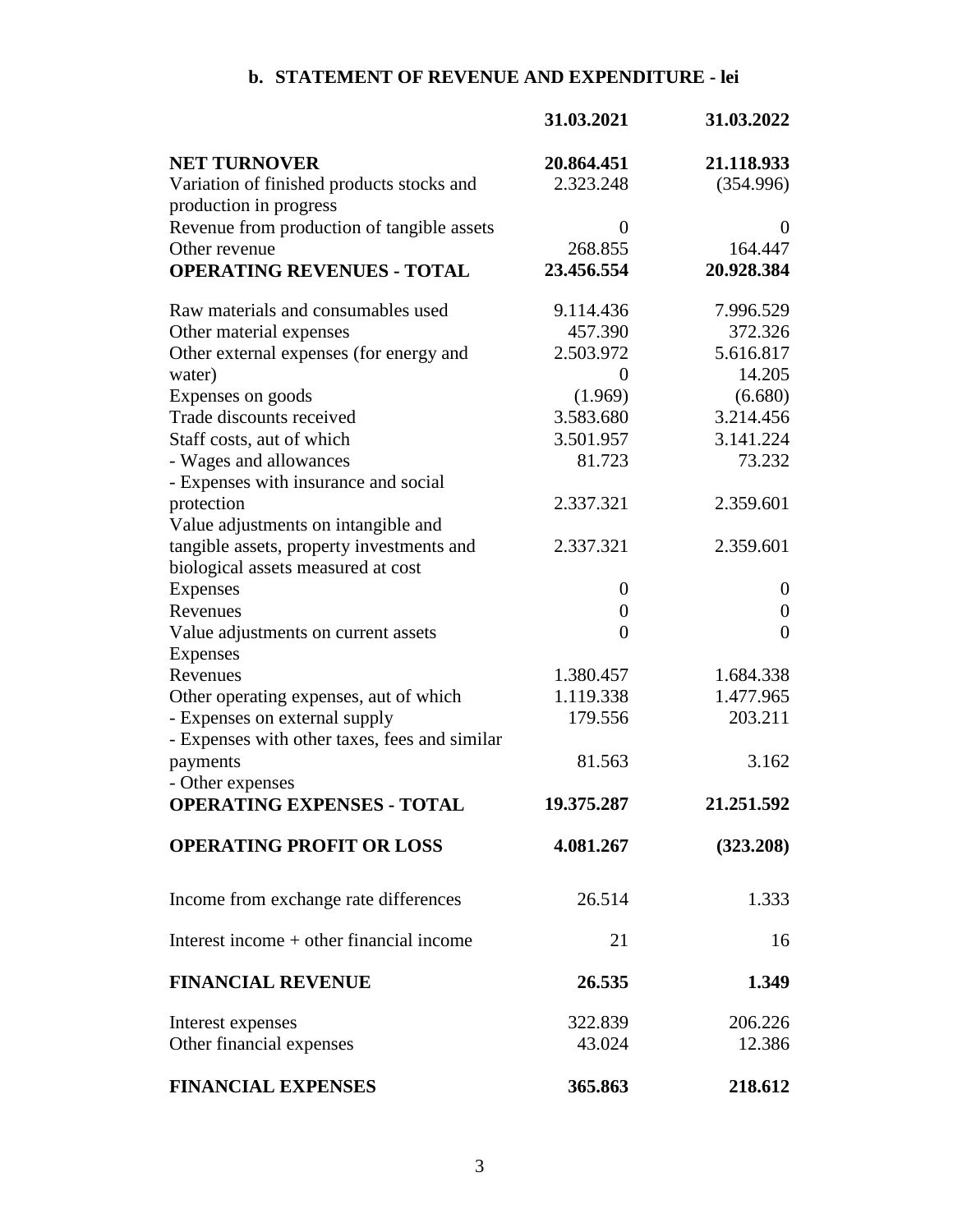## b. STATEMENT OF REVENUE AND EXPENDITURE - lei

| | 31.03.2021 | 31.03.2022 |
|---|---|---|
| **NET TURNOVER** | **20.864.451** | **21.118.933** |
| Variation of finished products stocks and production in progress | 2.323.248 | (354.996) |
| Revenue from production of tangible assets | 0 | 0 |
| Other revenue | 268.855 | 164.447 |
| **OPERATING REVENUES - TOTAL** | **23.456.554** | **20.928.384** |
| Raw materials and consumables used | 9.114.436 | 7.996.529 |
| Other material expenses | 457.390 | 372.326 |
| Other external expenses (for energy and | 2.503.972 | 5.616.817 |
| water) | 0 | 14.205 |
| Expenses on goods | (1.969) | (6.680) |
| Trade discounts received | 3.583.680 | 3.214.456 |
| Staff costs, aut of which | 3.501.957 | 3.141.224 |
| - Wages and allowances | 81.723 | 73.232 |
| - Expenses with insurance and social protection | 2.337.321 | 2.359.601 |
| Value adjustments on intangible and tangible assets, property investments and biological assets measured at cost | 2.337.321 | 2.359.601 |
| Expenses | 0 | 0 |
| Revenues | 0 | 0 |
| Value adjustments on current assets | 0 | 0 |
| Expenses | | |
| Revenues | 1.380.457 | 1.684.338 |
| Other operating expenses, aut of which | 1.119.338 | 1.477.965 |
| - Expenses on external supply | 179.556 | 203.211 |
| - Expenses with other taxes, fees and similar payments | 81.563 | 3.162 |
| - Other expenses | | |
| **OPERATING EXPENSES - TOTAL** | **19.375.287** | **21.251.592** |
| **OPERATING PROFIT OR LOSS** | **4.081.267** | **(323.208)** |
| Income from exchange rate differences | 26.514 | 1.333 |
| Interest income + other financial income | 21 | 16 |
| **FINANCIAL REVENUE** | **26.535** | **1.349** |
| Interest expenses | 322.839 | 206.226 |
| Other financial expenses | 43.024 | 12.386 |
| **FINANCIAL EXPENSES** | **365.863** | **218.612** |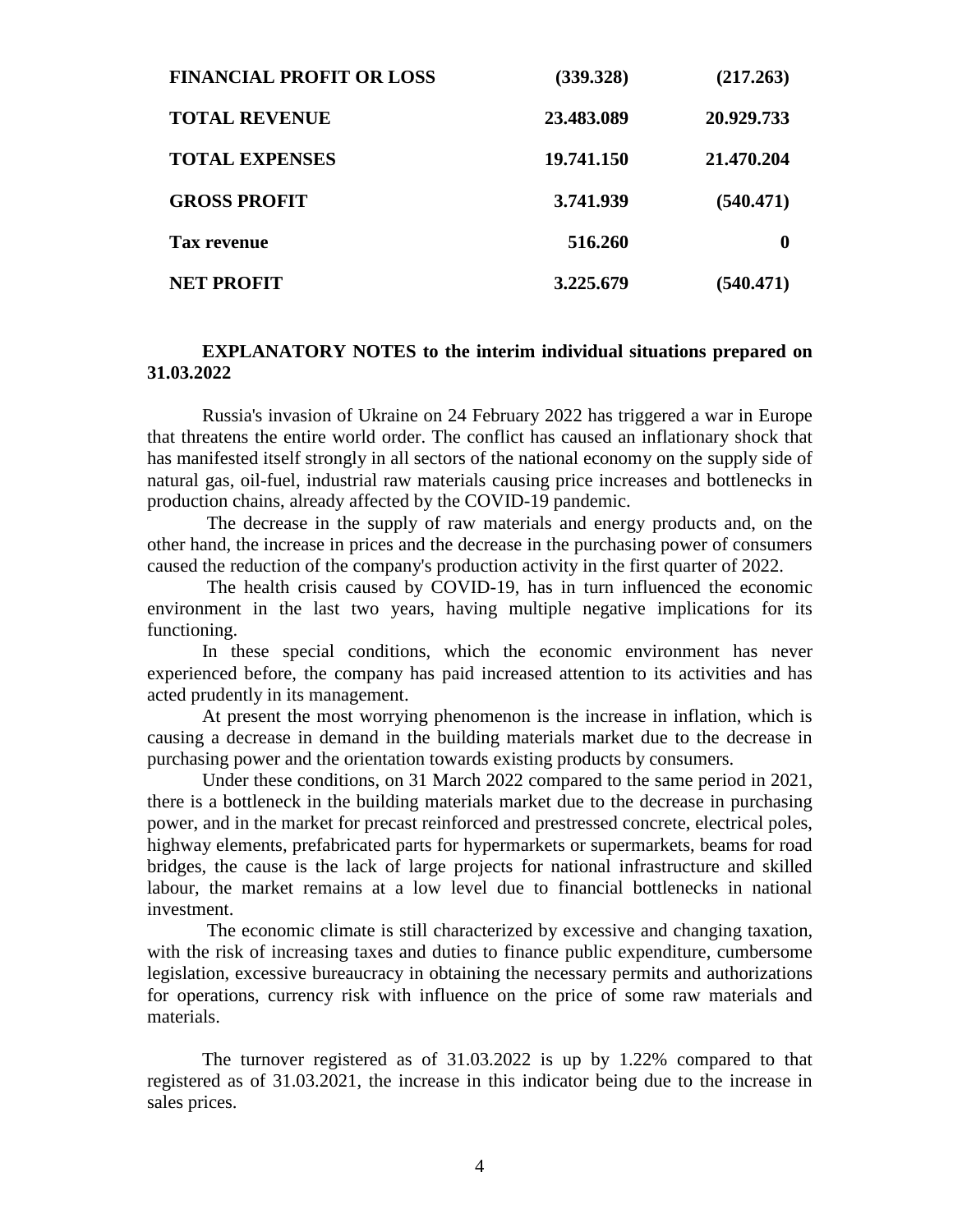| | | |
|---|---|---|
| **FINANCIAL PROFIT OR LOSS** | **(339.328)** | **(217.263)** |
| **TOTAL REVENUE** | **23.483.089** | **20.929.733** |
| **TOTAL EXPENSES** | **19.741.150** | **21.470.204** |
| **GROSS PROFIT** | **3.741.939** | **(540.471)** |
| **Tax revenue** | **516.260** | **0** |
| **NET PROFIT** | **3.225.679** | **(540.471)** |

**EXPLANATORY NOTES to the interim individual situations prepared on 31.03.2022**

Russia's invasion of Ukraine on 24 February 2022 has triggered a war in Europe that threatens the entire world order. The conflict has caused an inflationary shock that has manifested itself strongly in all sectors of the national economy on the supply side of natural gas, oil-fuel, industrial raw materials causing price increases and bottlenecks in production chains, already affected by the COVID-19 pandemic.

The decrease in the supply of raw materials and energy products and, on the other hand, the increase in prices and the decrease in the purchasing power of consumers caused the reduction of the company's production activity in the first quarter of 2022.

The health crisis caused by COVID-19, has in turn influenced the economic environment in the last two years, having multiple negative implications for its functioning.

In these special conditions, which the economic environment has never experienced before, the company has paid increased attention to its activities and has acted prudently in its management.

At present the most worrying phenomenon is the increase in inflation, which is causing a decrease in demand in the building materials market due to the decrease in purchasing power and the orientation towards existing products by consumers.

Under these conditions, on 31 March 2022 compared to the same period in 2021, there is a bottleneck in the building materials market due to the decrease in purchasing power, and in the market for precast reinforced and prestressed concrete, electrical poles, highway elements, prefabricated parts for hypermarkets or supermarkets, beams for road bridges, the cause is the lack of large projects for national infrastructure and skilled labour, the market remains at a low level due to financial bottlenecks in national investment.

The economic climate is still characterized by excessive and changing taxation, with the risk of increasing taxes and duties to finance public expenditure, cumbersome legislation, excessive bureaucracy in obtaining the necessary permits and authorizations for operations, currency risk with influence on the price of some raw materials and materials.

The turnover registered as of 31.03.2022 is up by 1.22% compared to that registered as of 31.03.2021, the increase in this indicator being due to the increase in sales prices.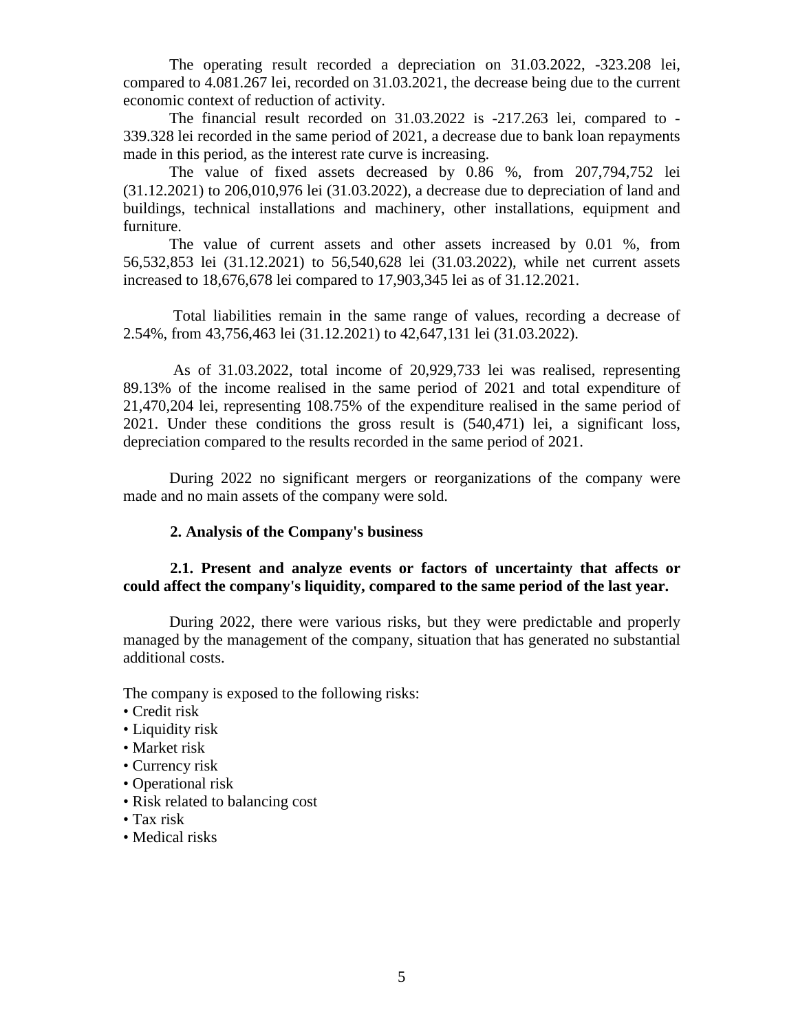The operating result recorded a depreciation on 31.03.2022, -323.208 lei, compared to 4.081.267 lei, recorded on 31.03.2021, the decrease being due to the current economic context of reduction of activity.

The financial result recorded on 31.03.2022 is -217.263 lei, compared to -339.328 lei recorded in the same period of 2021, a decrease due to bank loan repayments made in this period, as the interest rate curve is increasing.

The value of fixed assets decreased by 0.86 %, from 207,794,752 lei (31.12.2021) to 206,010,976 lei (31.03.2022), a decrease due to depreciation of land and buildings, technical installations and machinery, other installations, equipment and furniture.

The value of current assets and other assets increased by 0.01 %, from 56,532,853 lei (31.12.2021) to 56,540,628 lei (31.03.2022), while net current assets increased to 18,676,678 lei compared to 17,903,345 lei as of 31.12.2021.

Total liabilities remain in the same range of values, recording a decrease of 2.54%, from 43,756,463 lei (31.12.2021) to 42,647,131 lei (31.03.2022).

As of 31.03.2022, total income of 20,929,733 lei was realised, representing 89.13% of the income realised in the same period of 2021 and total expenditure of 21,470,204 lei, representing 108.75% of the expenditure realised in the same period of 2021. Under these conditions the gross result is (540,471) lei, a significant loss, depreciation compared to the results recorded in the same period of 2021.

During 2022 no significant mergers or reorganizations of the company were made and no main assets of the company were sold.

## 2. Analysis of the Company's business

### 2.1. Present and analyze events or factors of uncertainty that affects or could affect the company's liquidity, compared to the same period of the last year.

During 2022, there were various risks, but they were predictable and properly managed by the management of the company, situation that has generated no substantial additional costs.

The company is exposed to the following risks:

- Credit risk
- Liquidity risk
- Market risk
- Currency risk
- Operational risk
- Risk related to balancing cost
- Tax risk
- Medical risks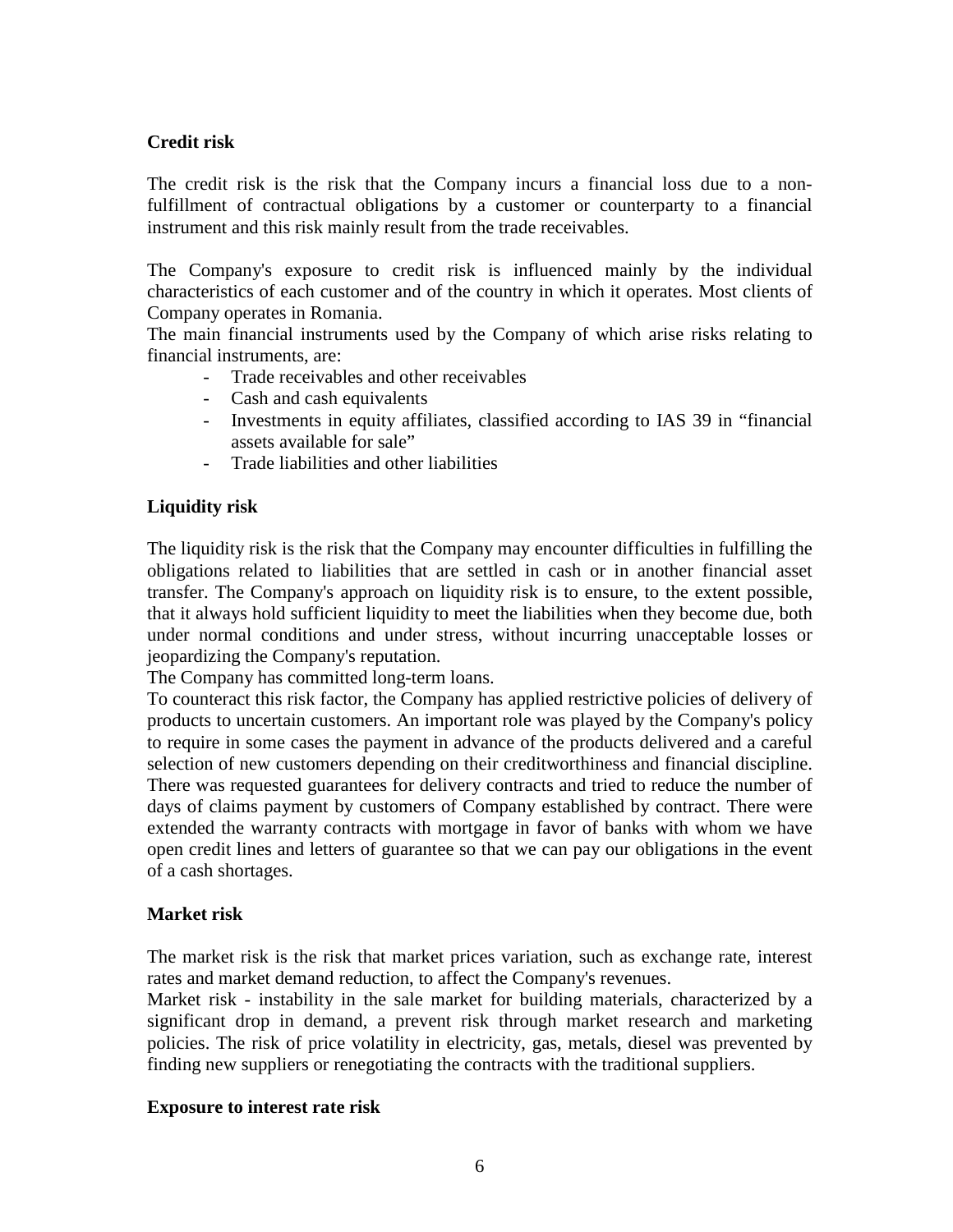**Credit risk**

The credit risk is the risk that the Company incurs a financial loss due to a non-fulfillment of contractual obligations by a customer or counterparty to a financial instrument and this risk mainly result from the trade receivables.

The Company's exposure to credit risk is influenced mainly by the individual characteristics of each customer and of the country in which it operates. Most clients of Company operates in Romania.

The main financial instruments used by the Company of which arise risks relating to financial instruments, are:

- Trade receivables and other receivables
- Cash and cash equivalents
- Investments in equity affiliates, classified according to IAS 39 in "financial assets available for sale"
- Trade liabilities and other liabilities

**Liquidity risk**

The liquidity risk is the risk that the Company may encounter difficulties in fulfilling the obligations related to liabilities that are settled in cash or in another financial asset transfer. The Company's approach on liquidity risk is to ensure, to the extent possible, that it always hold sufficient liquidity to meet the liabilities when they become due, both under normal conditions and under stress, without incurring unacceptable losses or jeopardizing the Company's reputation.

The Company has committed long-term loans.

To counteract this risk factor, the Company has applied restrictive policies of delivery of products to uncertain customers. An important role was played by the Company's policy to require in some cases the payment in advance of the products delivered and a careful selection of new customers depending on their creditworthiness and financial discipline. There was requested guarantees for delivery contracts and tried to reduce the number of days of claims payment by customers of Company established by contract. There were extended the warranty contracts with mortgage in favor of banks with whom we have open credit lines and letters of guarantee so that we can pay our obligations in the event of a cash shortages.

**Market risk**

The market risk is the risk that market prices variation, such as exchange rate, interest rates and market demand reduction, to affect the Company's revenues.

Market risk - instability in the sale market for building materials, characterized by a significant drop in demand, a prevent risk through market research and marketing policies. The risk of price volatility in electricity, gas, metals, diesel was prevented by finding new suppliers or renegotiating the contracts with the traditional suppliers.

**Exposure to interest rate risk**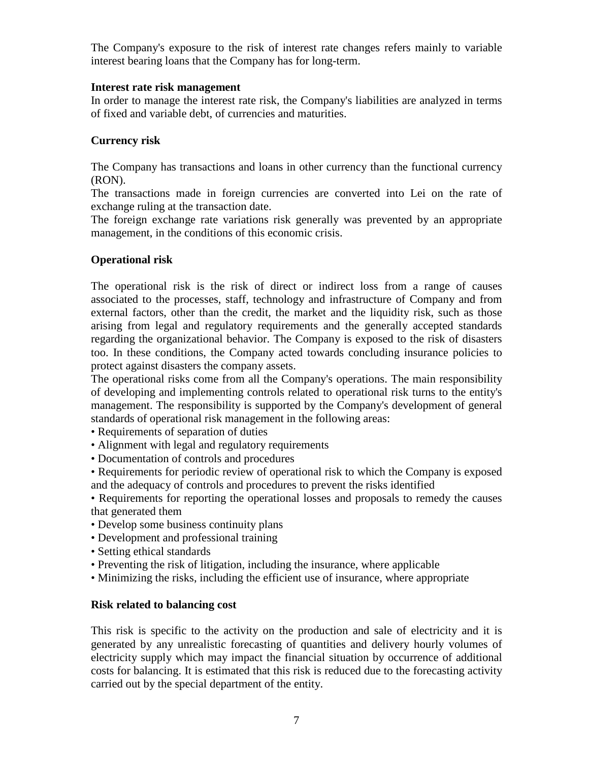The Company's exposure to the risk of interest rate changes refers mainly to variable interest bearing loans that the Company has for long-term.

**Interest rate risk management**
In order to manage the interest rate risk, the Company's liabilities are analyzed in terms of fixed and variable debt, of currencies and maturities.

**Currency risk**

The Company has transactions and loans in other currency than the functional currency (RON).
The transactions made in foreign currencies are converted into Lei on the rate of exchange ruling at the transaction date.
The foreign exchange rate variations risk generally was prevented by an appropriate management, in the conditions of this economic crisis.

**Operational risk**

The operational risk is the risk of direct or indirect loss from a range of causes associated to the processes, staff, technology and infrastructure of Company and from external factors, other than the credit, the market and the liquidity risk, such as those arising from legal and regulatory requirements and the generally accepted standards regarding the organizational behavior. The Company is exposed to the risk of disasters too. In these conditions, the Company acted towards concluding insurance policies to protect against disasters the company assets.
The operational risks come from all the Company's operations. The main responsibility of developing and implementing controls related to operational risk turns to the entity's management. The responsibility is supported by the Company's development of general standards of operational risk management in the following areas:

- Requirements of separation of duties
- Alignment with legal and regulatory requirements
- Documentation of controls and procedures
- Requirements for periodic review of operational risk to which the Company is exposed and the adequacy of controls and procedures to prevent the risks identified
- Requirements for reporting the operational losses and proposals to remedy the causes that generated them
- Develop some business continuity plans
- Development and professional training
- Setting ethical standards
- Preventing the risk of litigation, including the insurance, where applicable
- Minimizing the risks, including the efficient use of insurance, where appropriate

**Risk related to balancing cost**

This risk is specific to the activity on the production and sale of electricity and it is generated by any unrealistic forecasting of quantities and delivery hourly volumes of electricity supply which may impact the financial situation by occurrence of additional costs for balancing. It is estimated that this risk is reduced due to the forecasting activity carried out by the special department of the entity.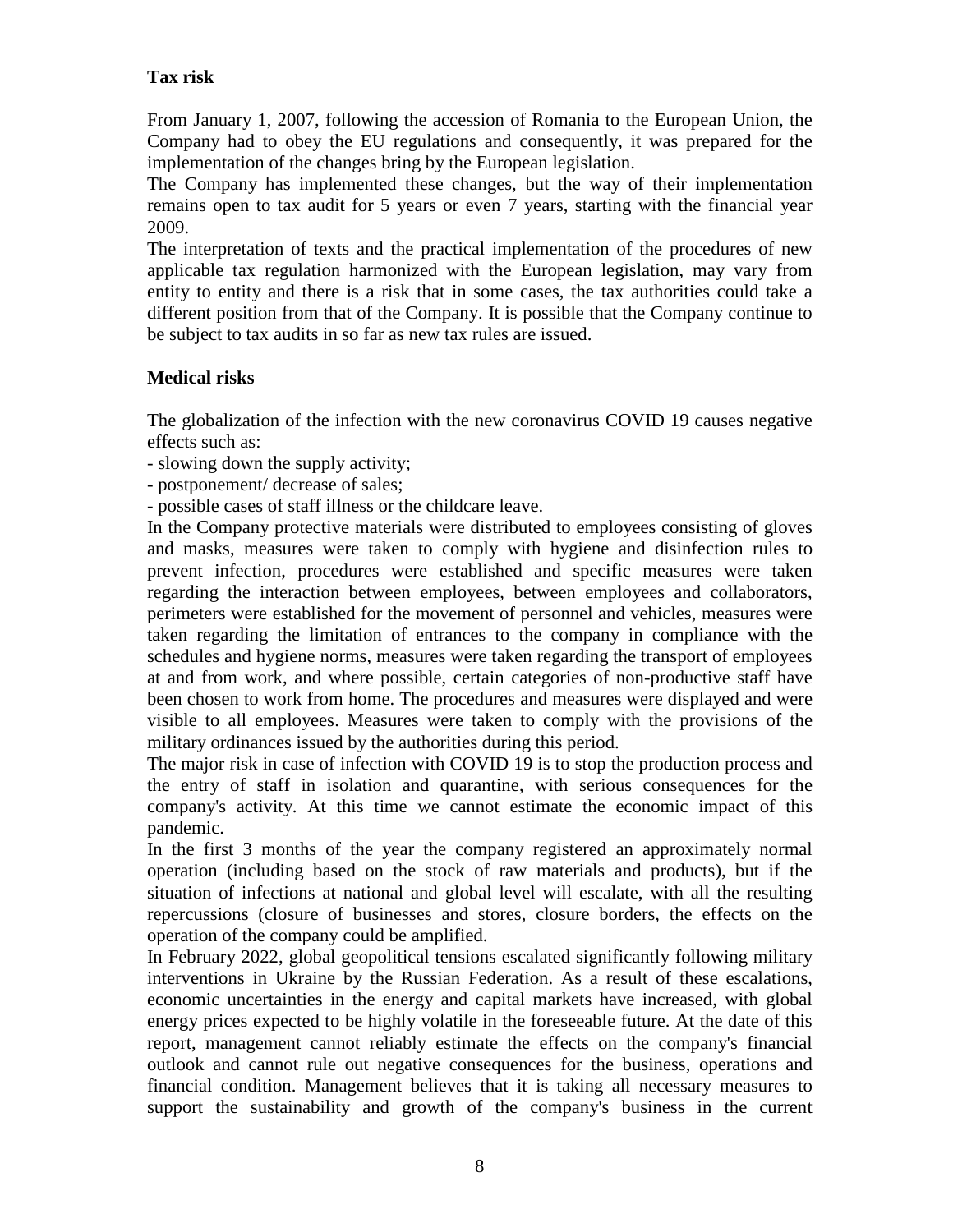**Tax risk**

From January 1, 2007, following the accession of Romania to the European Union, the Company had to obey the EU regulations and consequently, it was prepared for the implementation of the changes bring by the European legislation.
The Company has implemented these changes, but the way of their implementation remains open to tax audit for 5 years or even 7 years, starting with the financial year 2009.
The interpretation of texts and the practical implementation of the procedures of new applicable tax regulation harmonized with the European legislation, may vary from entity to entity and there is a risk that in some cases, the tax authorities could take a different position from that of the Company. It is possible that the Company continue to be subject to tax audits in so far as new tax rules are issued.

**Medical risks**

The globalization of the infection with the new coronavirus COVID 19 causes negative effects such as:
- slowing down the supply activity;
- postponement/ decrease of sales;
- possible cases of staff illness or the childcare leave.

In the Company protective materials were distributed to employees consisting of gloves and masks, measures were taken to comply with hygiene and disinfection rules to prevent infection, procedures were established and specific measures were taken regarding the interaction between employees, between employees and collaborators, perimeters were established for the movement of personnel and vehicles, measures were taken regarding the limitation of entrances to the company in compliance with the schedules and hygiene norms, measures were taken regarding the transport of employees at and from work, and where possible, certain categories of non-productive staff have been chosen to work from home. The procedures and measures were displayed and were visible to all employees. Measures were taken to comply with the provisions of the military ordinances issued by the authorities during this period.
The major risk in case of infection with COVID 19 is to stop the production process and the entry of staff in isolation and quarantine, with serious consequences for the company's activity. At this time we cannot estimate the economic impact of this pandemic.
In the first 3 months of the year the company registered an approximately normal operation (including based on the stock of raw materials and products), but if the situation of infections at national and global level will escalate, with all the resulting repercussions (closure of businesses and stores, closure borders, the effects on the operation of the company could be amplified.
In February 2022, global geopolitical tensions escalated significantly following military interventions in Ukraine by the Russian Federation. As a result of these escalations, economic uncertainties in the energy and capital markets have increased, with global energy prices expected to be highly volatile in the foreseeable future. At the date of this report, management cannot reliably estimate the effects on the company's financial outlook and cannot rule out negative consequences for the business, operations and financial condition. Management believes that it is taking all necessary measures to support the sustainability and growth of the company's business in the current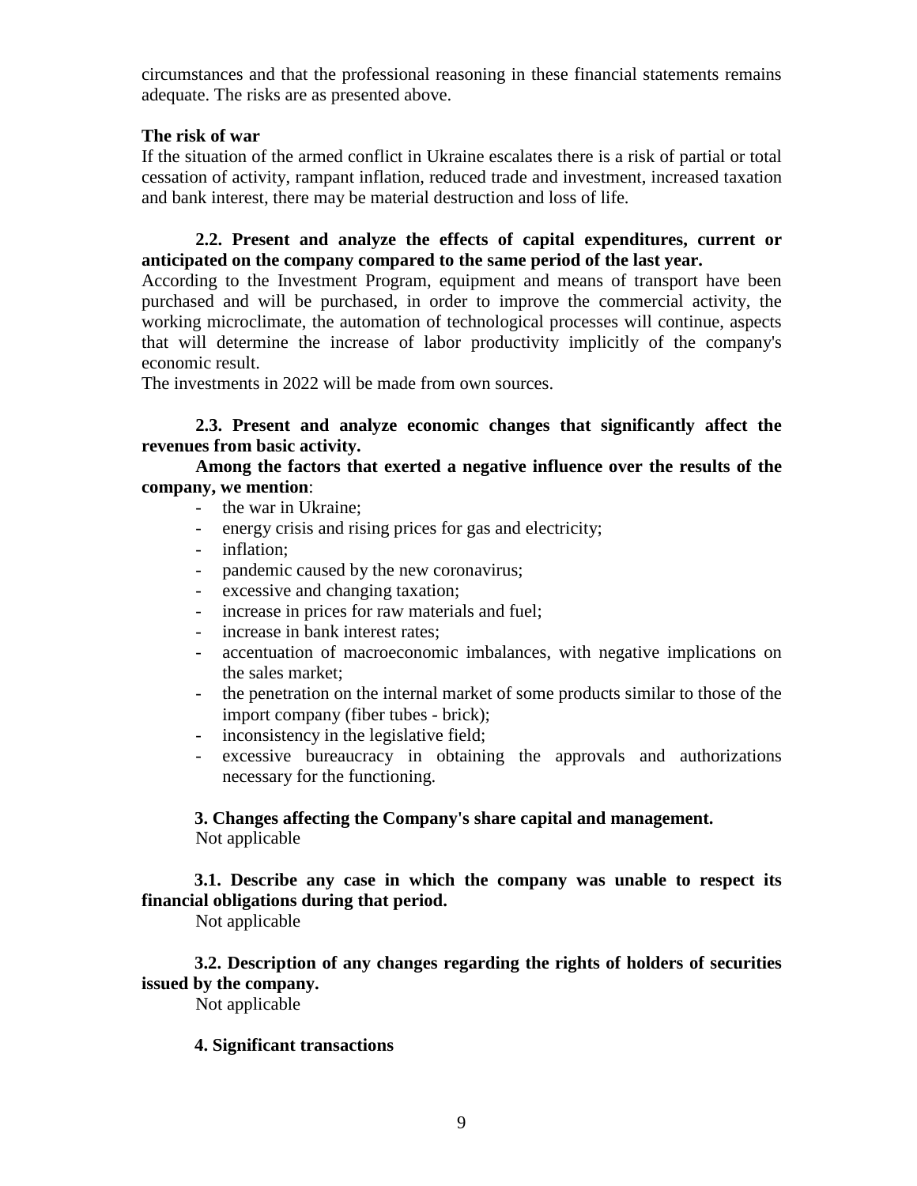circumstances and that the professional reasoning in these financial statements remains adequate. The risks are as presented above.

**The risk of war**

If the situation of the armed conflict in Ukraine escalates there is a risk of partial or total cessation of activity, rampant inflation, reduced trade and investment, increased taxation and bank interest, there may be material destruction and loss of life.

**2.2. Present and analyze the effects of capital expenditures, current or anticipated on the company compared to the same period of the last year.**

According to the Investment Program, equipment and means of transport have been purchased and will be purchased, in order to improve the commercial activity, the working microclimate, the automation of technological processes will continue, aspects that will determine the increase of labor productivity implicitly of the company's economic result.

The investments in 2022 will be made from own sources.

**2.3. Present and analyze economic changes that significantly affect the revenues from basic activity.**

**Among the factors that exerted a negative influence over the results of the company, we mention**:

- the war in Ukraine;
- energy crisis and rising prices for gas and electricity;
- inflation;
- pandemic caused by the new coronavirus;
- excessive and changing taxation;
- increase in prices for raw materials and fuel;
- increase in bank interest rates;
- accentuation of macroeconomic imbalances, with negative implications on the sales market;
- the penetration on the internal market of some products similar to those of the import company (fiber tubes - brick);
- inconsistency in the legislative field;
- excessive bureaucracy in obtaining the approvals and authorizations necessary for the functioning.

**3. Changes affecting the Company's share capital and management.**

Not applicable

**3.1. Describe any case in which the company was unable to respect its financial obligations during that period.**

Not applicable

**3.2. Description of any changes regarding the rights of holders of securities issued by the company.**

Not applicable

**4. Significant transactions**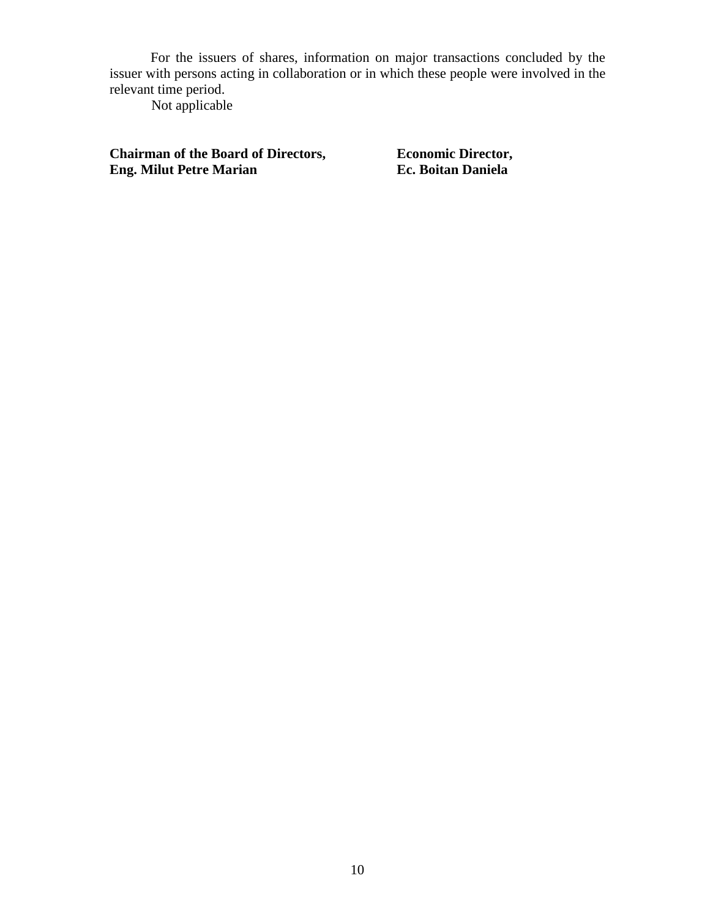For the issuers of shares, information on major transactions concluded by the issuer with persons acting in collaboration or in which these people were involved in the relevant time period.

Not applicable

| **Chairman of the Board of Directors,** | **Economic Director,** |
| --- | --- |
| **Eng. Milut Petre Marian** | **Ec. Boitan Daniela** |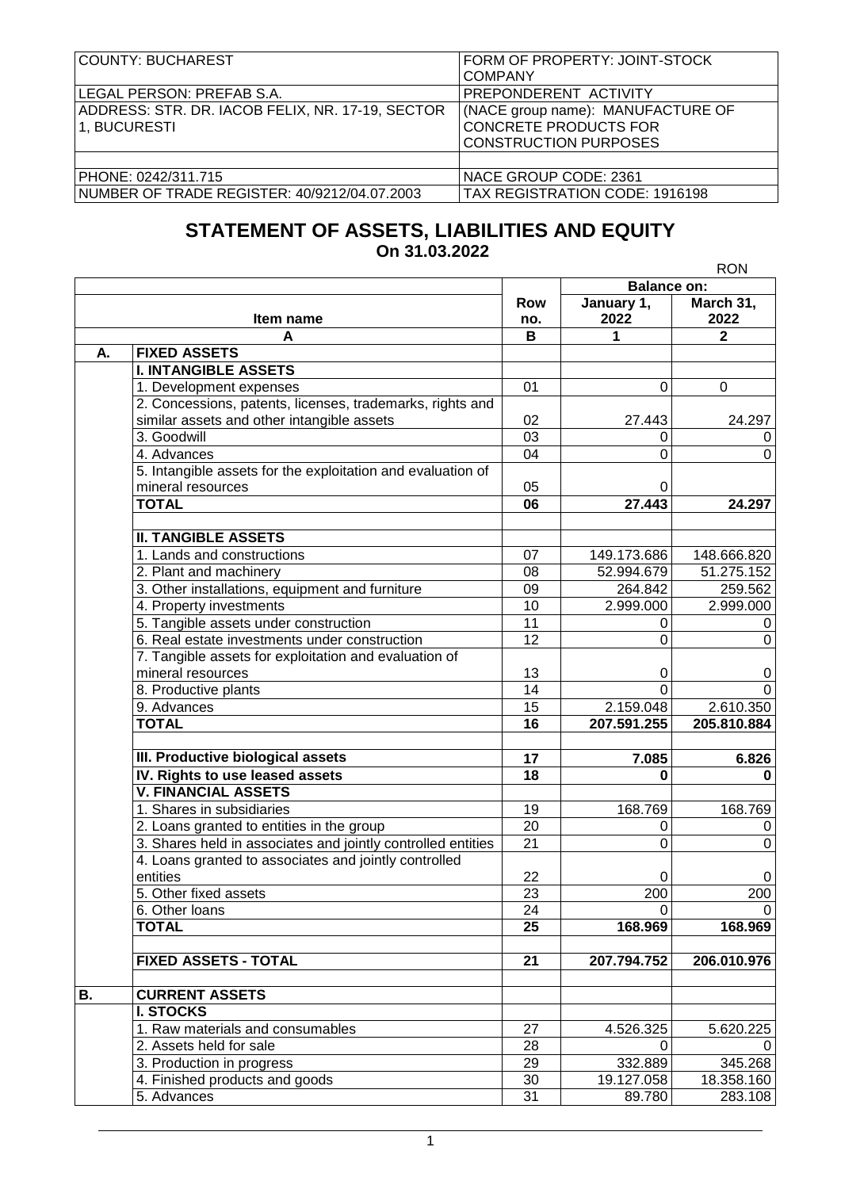| COUNTY: BUCHAREST | FORM OF PROPERTY: JOINT-STOCK COMPANY |
|---|---|
| LEGAL PERSON: PREFAB S.A. | PREPONDERENT ACTIVITY |
| ADDRESS: STR. DR. IACOB FELIX, NR. 17-19, SECTOR 1, BUCURESTI | (NACE group name): MANUFACTURE OF CONCRETE PRODUCTS FOR CONSTRUCTION PURPOSES |
| | |
| PHONE: 0242/311.715 | NACE GROUP CODE: 2361 |
| NUMBER OF TRADE REGISTER: 40/9212/04.07.2003 | TAX REGISTRATION CODE: 1916198 |

## STATEMENT OF ASSETS, LIABILITIES AND EQUITY

**On 31.03.2022**

RON

| | Item name | Row no. | Balance on: January 1, 2022 | Balance on: March 31, 2022 |
|---|---|---|---|---|
| | A | B | 1 | 2 |
| **A.** | **FIXED ASSETS** | | | |
| | **I. INTANGIBLE ASSETS** | | | |
| | 1. Development expenses | 01 | 0 | 0 |
| | 2. Concessions, patents, licenses, trademarks, rights and similar assets and other intangible assets | 02 | 27.443 | 24.297 |
| | 3. Goodwill | 03 | 0 | 0 |
| | 4. Advances | 04 | 0 | 0 |
| | 5. Intangible assets for the exploitation and evaluation of mineral resources | 05 | 0 | |
| | **TOTAL** | **06** | **27.443** | **24.297** |
| | | | | |
| | **II. TANGIBLE ASSETS** | | | |
| | 1. Lands and constructions | 07 | 149.173.686 | 148.666.820 |
| | 2. Plant and machinery | 08 | 52.994.679 | 51.275.152 |
| | 3. Other installations, equipment and furniture | 09 | 264.842 | 259.562 |
| | 4. Property investments | 10 | 2.999.000 | 2.999.000 |
| | 5. Tangible assets under construction | 11 | 0 | 0 |
| | 6. Real estate investments under construction | 12 | 0 | 0 |
| | 7. Tangible assets for exploitation and evaluation of mineral resources | 13 | 0 | 0 |
| | 8. Productive plants | 14 | 0 | 0 |
| | 9. Advances | 15 | 2.159.048 | 2.610.350 |
| | **TOTAL** | **16** | **207.591.255** | **205.810.884** |
| | | | | |
| | **III. Productive biological assets** | **17** | **7.085** | **6.826** |
| | **IV. Rights to use leased assets** | **18** | **0** | **0** |
| | **V. FINANCIAL ASSETS** | | | |
| | 1. Shares in subsidiaries | 19 | 168.769 | 168.769 |
| | 2. Loans granted to entities in the group | 20 | 0 | 0 |
| | 3. Shares held in associates and jointly controlled entities | 21 | 0 | 0 |
| | 4. Loans granted to associates and jointly controlled entities | 22 | 0 | 0 |
| | 5. Other fixed assets | 23 | 200 | 200 |
| | 6. Other loans | 24 | 0 | 0 |
| | **TOTAL** | **25** | **168.969** | **168.969** |
| | | | | |
| | **FIXED ASSETS - TOTAL** | **21** | **207.794.752** | **206.010.976** |
| | | | | |
| **B.** | **CURRENT ASSETS** | | | |
| | **I. STOCKS** | | | |
| | 1. Raw materials and consumables | 27 | 4.526.325 | 5.620.225 |
| | 2. Assets held for sale | 28 | 0 | 0 |
| | 3. Production in progress | 29 | 332.889 | 345.268 |
| | 4. Finished products and goods | 30 | 19.127.058 | 18.358.160 |
| | 5. Advances | 31 | 89.780 | 283.108 |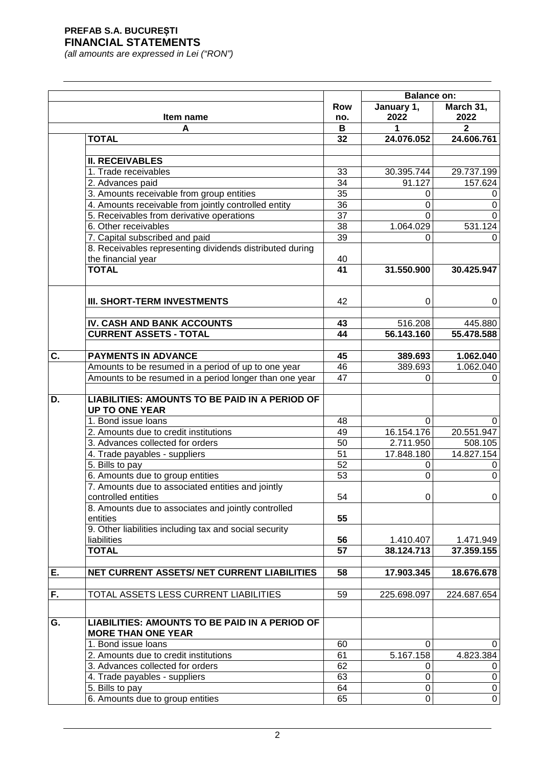**PREFAB S.A. BUCUREȘTI**
**FINANCIAL STATEMENTS**
*(all amounts are expressed in Lei ("RON")*

| | Item name | Row no. | Balance on: January 1, 2022 | Balance on: March 31, 2022 |
|---|---|---|---|---|
| | A | B | 1 | 2 |
| | **TOTAL** | **32** | **24.076.052** | **24.606.761** |
| | | | | |
| | **II. RECEIVABLES** | | | |
| | 1. Trade receivables | 33 | 30.395.744 | 29.737.199 |
| | 2. Advances paid | 34 | 91.127 | 157.624 |
| | 3. Amounts receivable from group entities | 35 | 0 | 0 |
| | 4. Amounts receivable from jointly controlled entity | 36 | 0 | 0 |
| | 5. Receivables from derivative operations | 37 | 0 | 0 |
| | 6. Other receivables | 38 | 1.064.029 | 531.124 |
| | 7. Capital subscribed and paid | 39 | 0 | 0 |
| | 8. Receivables representing dividends distributed during the financial year | 40 | | |
| | **TOTAL** | **41** | **31.550.900** | **30.425.947** |
| | | | | |
| | **III. SHORT-TERM INVESTMENTS** | 42 | 0 | 0 |
| | | | | |
| | **IV. CASH AND BANK ACCOUNTS** | **43** | 516.208 | 445.880 |
| | **CURRENT ASSETS - TOTAL** | **44** | **56.143.160** | **55.478.588** |
| | | | | |
| **C.** | **PAYMENTS IN ADVANCE** | **45** | **389.693** | **1.062.040** |
| | Amounts to be resumed in a period of up to one year | 46 | 389.693 | 1.062.040 |
| | Amounts to be resumed in a period longer than one year | 47 | 0 | 0 |
| | | | | |
| **D.** | **LIABILITIES: AMOUNTS TO BE PAID IN A PERIOD OF UP TO ONE YEAR** | | | |
| | 1. Bond issue loans | 48 | 0 | 0 |
| | 2. Amounts due to credit institutions | 49 | 16.154.176 | 20.551.947 |
| | 3. Advances collected for orders | 50 | 2.711.950 | 508.105 |
| | 4. Trade payables - suppliers | 51 | 17.848.180 | 14.827.154 |
| | 5. Bills to pay | 52 | 0 | 0 |
| | 6. Amounts due to group entities | 53 | 0 | 0 |
| | 7. Amounts due to associated entities and jointly controlled entities | 54 | 0 | 0 |
| | 8. Amounts due to associates and jointly controlled entities | **55** | | |
| | 9. Other liabilities including tax and social security liabilities | **56** | 1.410.407 | 1.471.949 |
| | **TOTAL** | **57** | **38.124.713** | **37.359.155** |
| | | | | |
| **E.** | **NET CURRENT ASSETS/ NET CURRENT LIABILITIES** | **58** | **17.903.345** | **18.676.678** |
| | | | | |
| **F.** | TOTAL ASSETS LESS CURRENT LIABILITIES | 59 | 225.698.097 | 224.687.654 |
| | | | | |
| **G.** | **LIABILITIES: AMOUNTS TO BE PAID IN A PERIOD OF MORE THAN ONE YEAR** | | | |
| | 1. Bond issue loans | 60 | 0 | 0 |
| | 2. Amounts due to credit institutions | 61 | 5.167.158 | 4.823.384 |
| | 3. Advances collected for orders | 62 | 0 | 0 |
| | 4. Trade payables - suppliers | 63 | 0 | 0 |
| | 5. Bills to pay | 64 | 0 | 0 |
| | 6. Amounts due to group entities | 65 | 0 | 0 |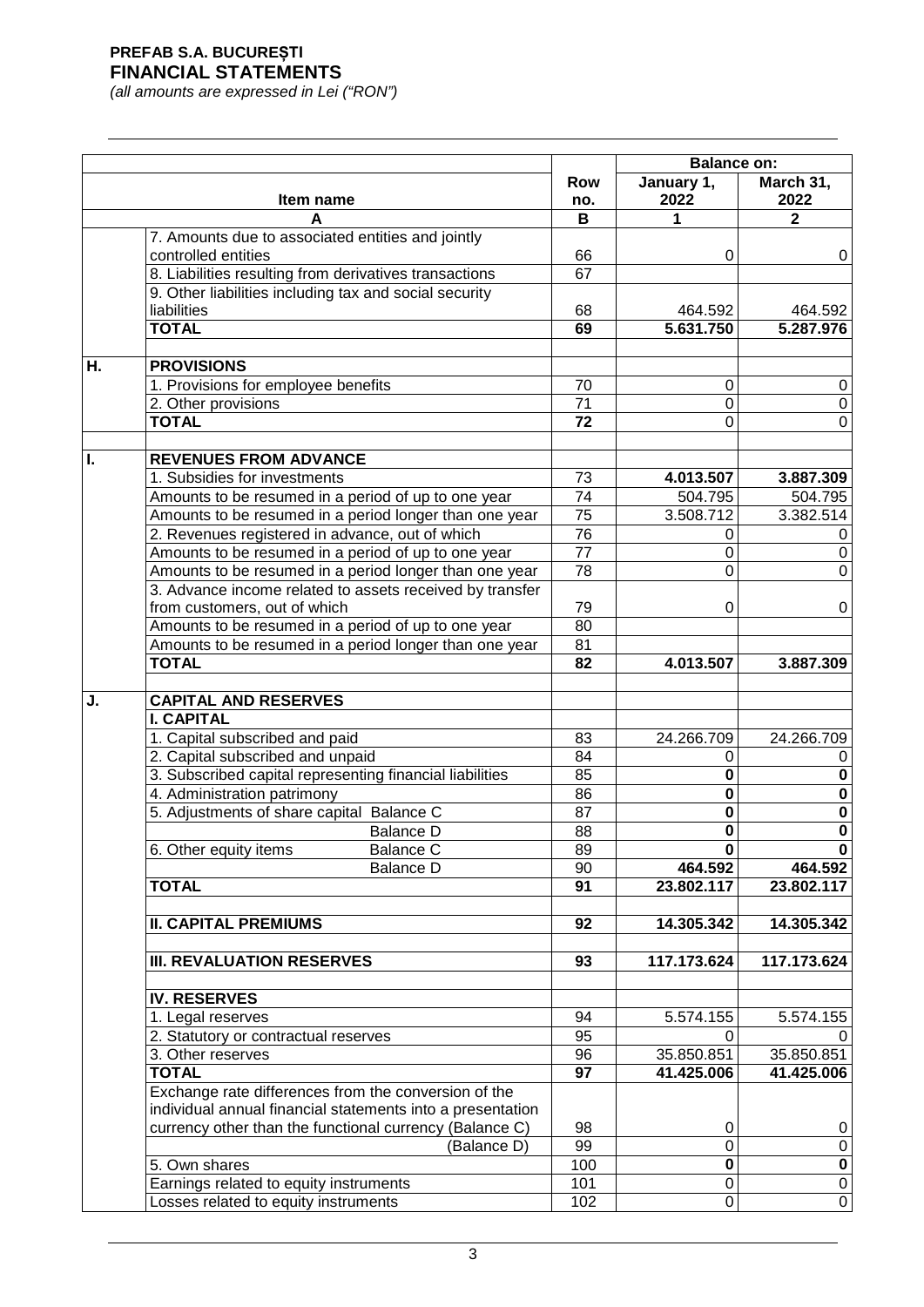**PREFAB S.A. BUCUREȘTI**
**FINANCIAL STATEMENTS**
*(all amounts are expressed in Lei ("RON")*

| | Item name | Row no. | Balance on: January 1, 2022 | Balance on: March 31, 2022 |
|---|---|---|---|---|
| | A | B | 1 | 2 |
| | 7. Amounts due to associated entities and jointly controlled entities | 66 | 0 | 0 |
| | 8. Liabilities resulting from derivatives transactions | 67 | | |
| | 9. Other liabilities including tax and social security liabilities | 68 | 464.592 | 464.592 |
| | **TOTAL** | **69** | **5.631.750** | **5.287.976** |
| | | | | |
| **H.** | **PROVISIONS** | | | |
| | 1. Provisions for employee benefits | 70 | 0 | 0 |
| | 2. Other provisions | 71 | 0 | 0 |
| | **TOTAL** | **72** | 0 | 0 |
| | | | | |
| **I.** | **REVENUES FROM ADVANCE** | | | |
| | 1. Subsidies for investments | 73 | **4.013.507** | **3.887.309** |
| | Amounts to be resumed in a period of up to one year | 74 | 504.795 | 504.795 |
| | Amounts to be resumed in a period longer than one year | 75 | 3.508.712 | 3.382.514 |
| | 2. Revenues registered in advance, out of which | 76 | 0 | 0 |
| | Amounts to be resumed in a period of up to one year | 77 | 0 | 0 |
| | Amounts to be resumed in a period longer than one year | 78 | 0 | 0 |
| | 3. Advance income related to assets received by transfer from customers, out of which | 79 | 0 | 0 |
| | Amounts to be resumed in a period of up to one year | 80 | | |
| | Amounts to be resumed in a period longer than one year | 81 | | |
| | **TOTAL** | **82** | **4.013.507** | **3.887.309** |
| | | | | |
| **J.** | **CAPITAL AND RESERVES** | | | |
| | **I. CAPITAL** | | | |
| | 1. Capital subscribed and paid | 83 | 24.266.709 | 24.266.709 |
| | 2. Capital subscribed and unpaid | 84 | 0 | 0 |
| | 3. Subscribed capital representing financial liabilities | 85 | **0** | **0** |
| | 4. Administration patrimony | 86 | **0** | **0** |
| | 5. Adjustments of share capital Balance C | 87 | **0** | **0** |
| | Balance D | 88 | **0** | **0** |
| | 6. Other equity items Balance C | 89 | **0** | **0** |
| | Balance D | 90 | **464.592** | **464.592** |
| | **TOTAL** | **91** | **23.802.117** | **23.802.117** |
| | | | | |
| | **II. CAPITAL PREMIUMS** | **92** | **14.305.342** | **14.305.342** |
| | | | | |
| | **III. REVALUATION RESERVES** | **93** | **117.173.624** | **117.173.624** |
| | | | | |
| | **IV. RESERVES** | | | |
| | 1. Legal reserves | 94 | 5.574.155 | 5.574.155 |
| | 2. Statutory or contractual reserves | 95 | 0 | 0 |
| | 3. Other reserves | 96 | 35.850.851 | 35.850.851 |
| | **TOTAL** | **97** | **41.425.006** | **41.425.006** |
| | Exchange rate differences from the conversion of the individual annual financial statements into a presentation currency other than the functional currency (Balance C) | 98 | 0 | 0 |
| | (Balance D) | 99 | 0 | 0 |
| | 5. Own shares | 100 | **0** | **0** |
| | Earnings related to equity instruments | 101 | 0 | 0 |
| | Losses related to equity instruments | 102 | 0 | 0 |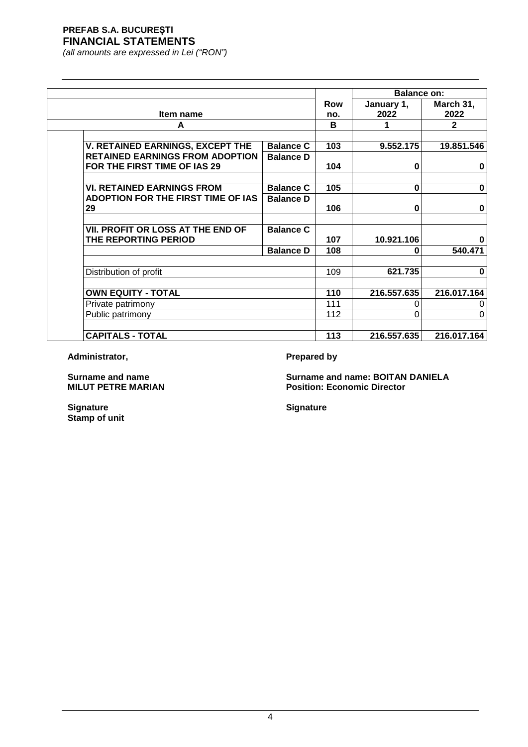**PREFAB S.A. BUCUREȘTI**
**FINANCIAL STATEMENTS**
*(all amounts are expressed in Lei ("RON")*

| Item name | | Row no. | Balance on: January 1, 2022 | Balance on: March 31, 2022 |
|---|---|---|---|---|
| A | | B | 1 | 2 |
| **V. RETAINED EARNINGS, EXCEPT THE RETAINED EARNINGS FROM ADOPTION FOR THE FIRST TIME OF IAS 29** | **Balance C** | **103** | **9.552.175** | **19.851.546** |
| | **Balance D** | **104** | **0** | **0** |
| **VI. RETAINED EARNINGS FROM ADOPTION FOR THE FIRST TIME OF IAS 29** | **Balance C** | **105** | **0** | **0** |
| | **Balance D** | **106** | **0** | **0** |
| **VII. PROFIT OR LOSS AT THE END OF THE REPORTING PERIOD** | **Balance C** | **107** | **10.921.106** | **0** |
| | **Balance D** | **108** | **0** | **540.471** |
| Distribution of profit | | 109 | **621.735** | **0** |
| **OWN EQUITY - TOTAL** | | **110** | **216.557.635** | **216.017.164** |
| Private patrimony | | 111 | 0 | 0 |
| Public patrimony | | 112 | 0 | 0 |
| **CAPITALS - TOTAL** | | **113** | **216.557.635** | **216.017.164** |

**Administrator,**

**Surname and name**
**MILUT PETRE MARIAN**

**Signature**
**Stamp of unit**

**Prepared by**

**Surname and name: BOITAN DANIELA**
**Position: Economic Director**

**Signature**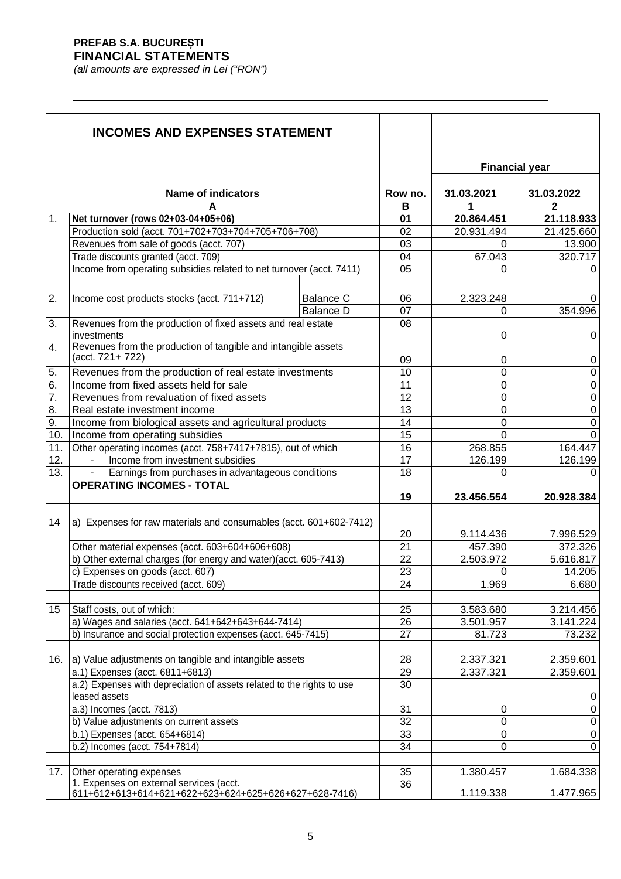**PREFAB S.A. BUCUREȘTI**
**FINANCIAL STATEMENTS**
*(all amounts are expressed in Lei ("RON")*

| INCOMES AND EXPENSES STATEMENT | | | | Financial year | |
|---|---|---|---|---|---|
| | **Name of indicators** | | **Row no.** | **31.03.2021** | **31.03.2022** |
| | **A** | | **B** | **1** | **2** |
| 1. | **Net turnover (rows 02+03-04+05+06)** | | **01** | **20.864.451** | **21.118.933** |
| | Production sold (acct. 701+702+703+704+705+706+708) | | 02 | 20.931.494 | 21.425.660 |
| | Revenues from sale of goods (acct. 707) | | 03 | 0 | 13.900 |
| | Trade discounts granted (acct. 709) | | 04 | 67.043 | 320.717 |
| | Income from operating subsidies related to net turnover (acct. 7411) | | 05 | 0 | 0 |
| 2. | Income cost products stocks (acct. 711+712) | Balance C | 06 | 2.323.248 | 0 |
| | | Balance D | 07 | 0 | 354.996 |
| 3. | Revenues from the production of fixed assets and real estate investments | | 08 | 0 | 0 |
| 4. | Revenues from the production of tangible and intangible assets (acct. 721+ 722) | | 09 | 0 | 0 |
| 5. | Revenues from the production of real estate investments | | 10 | 0 | 0 |
| 6. | Income from fixed assets held for sale | | 11 | 0 | 0 |
| 7. | Revenues from revaluation of fixed assets | | 12 | 0 | 0 |
| 8. | Real estate investment income | | 13 | 0 | 0 |
| 9. | Income from biological assets and agricultural products | | 14 | 0 | 0 |
| 10. | Income from operating subsidies | | 15 | 0 | 0 |
| 11. | Other operating incomes (acct. 758+7417+7815), out of which | | 16 | 268.855 | 164.447 |
| 12. | - Income from investment subsidies | | 17 | 126.199 | 126.199 |
| 13. | - Earnings from purchases in advantageous conditions | | 18 | 0 | 0 |
| | **OPERATING INCOMES - TOTAL** | | **19** | **23.456.554** | **20.928.384** |
| 14 | a) Expenses for raw materials and consumables (acct. 601+602-7412) | | 20 | 9.114.436 | 7.996.529 |
| | Other material expenses (acct. 603+604+606+608) | | 21 | 457.390 | 372.326 |
| | b) Other external charges (for energy and water)(acct. 605-7413) | | 22 | 2.503.972 | 5.616.817 |
| | c) Expenses on goods (acct. 607) | | 23 | 0 | 14.205 |
| | Trade discounts received (acct. 609) | | 24 | 1.969 | 6.680 |
| 15 | Staff costs, out of which: | | 25 | 3.583.680 | 3.214.456 |
| | a) Wages and salaries (acct. 641+642+643+644-7414) | | 26 | 3.501.957 | 3.141.224 |
| | b) Insurance and social protection expenses (acct. 645-7415) | | 27 | 81.723 | 73.232 |
| 16. | a) Value adjustments on tangible and intangible assets | | 28 | 2.337.321 | 2.359.601 |
| | a.1) Expenses (acct. 6811+6813) | | 29 | 2.337.321 | 2.359.601 |
| | a.2) Expenses with depreciation of assets related to the rights to use leased assets | | 30 | | 0 |
| | a.3) Incomes (acct. 7813) | | 31 | 0 | 0 |
| | b) Value adjustments on current assets | | 32 | 0 | 0 |
| | b.1) Expenses (acct. 654+6814) | | 33 | 0 | 0 |
| | b.2) Incomes (acct. 754+7814) | | 34 | 0 | 0 |
| 17. | Other operating expenses | | 35 | 1.380.457 | 1.684.338 |
| | 1. Expenses on external services (acct. 611+612+613+614+621+622+623+624+625+626+627+628-7416) | | 36 | 1.119.338 | 1.477.965 |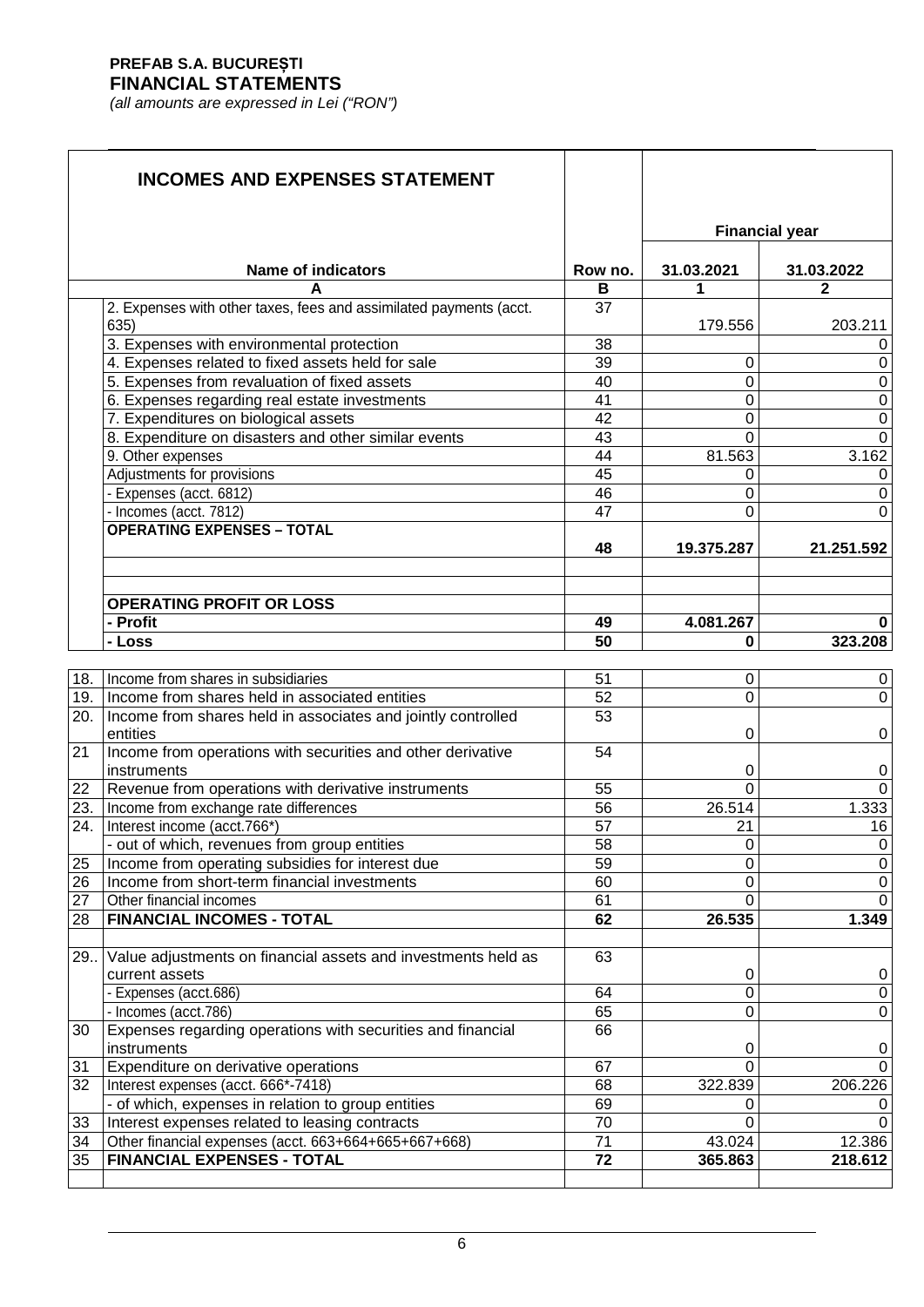**PREFAB S.A. BUCUREȘTI**
**FINANCIAL STATEMENTS**
*(all amounts are expressed in Lei ("RON")*

## INCOMES AND EXPENSES STATEMENT

| | Name of indicators | Row no. | Financial year | |
|---|---|---|---|---|
| | | | 31.03.2021 | 31.03.2022 |
| | A | B | 1 | 2 |
| | 2. Expenses with other taxes, fees and assimilated payments (acct. 635) | 37 | 179.556 | 203.211 |
| | 3. Expenses with environmental protection | 38 | | 0 |
| | 4. Expenses related to fixed assets held for sale | 39 | 0 | 0 |
| | 5. Expenses from revaluation of fixed assets | 40 | 0 | 0 |
| | 6. Expenses regarding real estate investments | 41 | 0 | 0 |
| | 7. Expenditures on biological assets | 42 | 0 | 0 |
| | 8. Expenditure on disasters and other similar events | 43 | 0 | 0 |
| | 9. Other expenses | 44 | 81.563 | 3.162 |
| | Adjustments for provisions | 45 | 0 | 0 |
| | - Expenses (acct. 6812) | 46 | 0 | 0 |
| | - Incomes (acct. 7812) | 47 | 0 | 0 |
| | **OPERATING EXPENSES – TOTAL** | **48** | **19.375.287** | **21.251.592** |
| | | | | |
| | | | | |
| | **OPERATING PROFIT OR LOSS** | | | |
| | **- Profit** | **49** | **4.081.267** | **0** |
| | **- Loss** | **50** | **0** | **323.208** |
| 18. | Income from shares in subsidiaries | 51 | 0 | 0 |
| 19. | Income from shares held in associated entities | 52 | 0 | 0 |
| 20. | Income from shares held in associates and jointly controlled entities | 53 | 0 | 0 |
| 21 | Income from operations with securities and other derivative instruments | 54 | 0 | 0 |
| 22 | Revenue from operations with derivative instruments | 55 | 0 | 0 |
| 23. | Income from exchange rate differences | 56 | 26.514 | 1.333 |
| 24. | Interest income (acct.766*) | 57 | 21 | 16 |
| | - out of which, revenues from group entities | 58 | 0 | 0 |
| 25 | Income from operating subsidies for interest due | 59 | 0 | 0 |
| 26 | Income from short-term financial investments | 60 | 0 | 0 |
| 27 | Other financial incomes | 61 | 0 | 0 |
| 28 | **FINANCIAL INCOMES - TOTAL** | **62** | **26.535** | **1.349** |
| | | | | |
| 29.. | Value adjustments on financial assets and investments held as current assets | 63 | 0 | 0 |
| | - Expenses (acct.686) | 64 | 0 | 0 |
| | - Incomes (acct.786) | 65 | 0 | 0 |
| 30 | Expenses regarding operations with securities and financial instruments | 66 | 0 | 0 |
| 31 | Expenditure on derivative operations | 67 | 0 | 0 |
| 32 | Interest expenses (acct. 666*-7418) | 68 | 322.839 | 206.226 |
| | - of which, expenses in relation to group entities | 69 | 0 | 0 |
| 33 | Interest expenses related to leasing contracts | 70 | 0 | 0 |
| 34 | Other financial expenses (acct. 663+664+665+667+668) | 71 | 43.024 | 12.386 |
| 35 | **FINANCIAL EXPENSES - TOTAL** | **72** | **365.863** | **218.612** |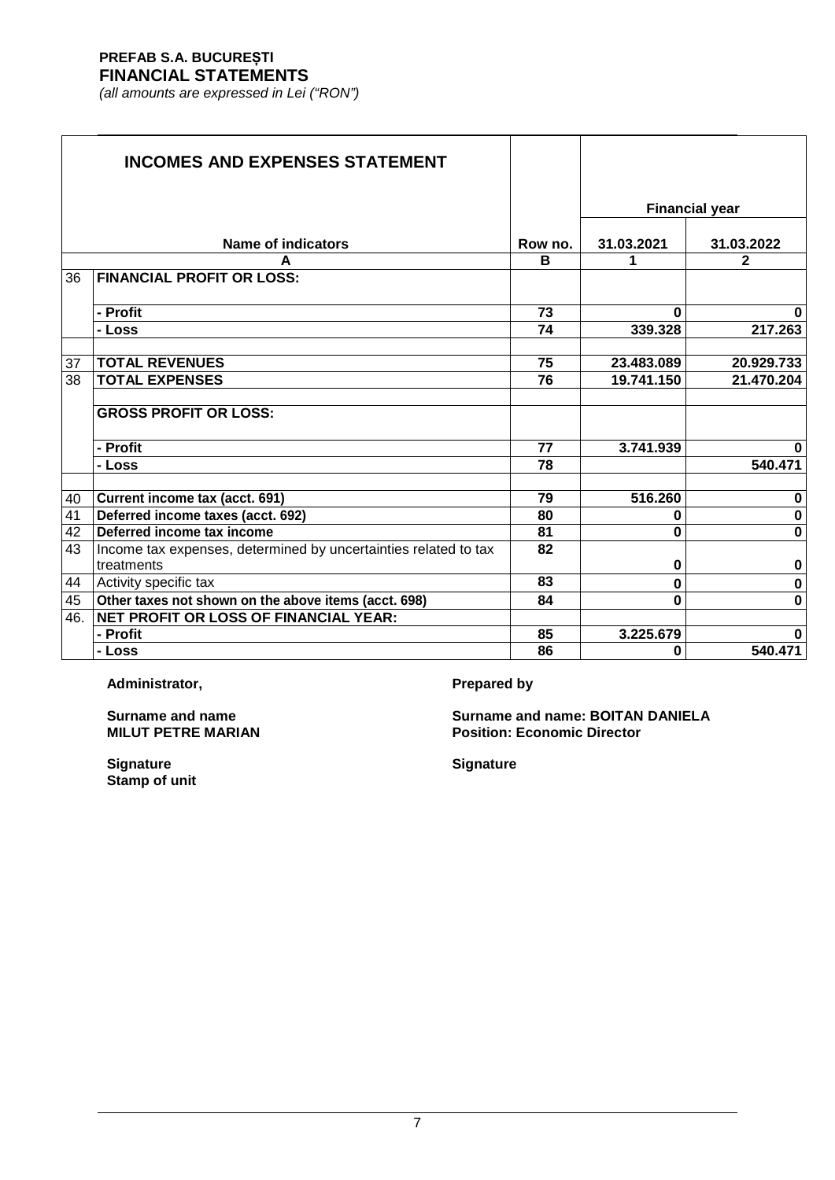**PREFAB S.A. BUCUREȘTI**
**FINANCIAL STATEMENTS**
*(all amounts are expressed in Lei ("RON")*

## INCOMES AND EXPENSES STATEMENT

| | Name of indicators | Row no. | Financial year | |
|---|---|---|---|---|
| | | | 31.03.2021 | 31.03.2022 |
| | A | B | 1 | 2 |
| 36 | **FINANCIAL PROFIT OR LOSS:** | | | |
| | **- Profit** | 73 | 0 | 0 |
| | **- Loss** | 74 | 339.328 | 217.263 |
| 37 | **TOTAL REVENUES** | 75 | 23.483.089 | 20.929.733 |
| 38 | **TOTAL EXPENSES** | 76 | 19.741.150 | 21.470.204 |
| | **GROSS PROFIT OR LOSS:** | | | |
| | **- Profit** | 77 | 3.741.939 | 0 |
| | **- Loss** | 78 | | 540.471 |
| 40 | **Current income tax (acct. 691)** | 79 | 516.260 | 0 |
| 41 | **Deferred income taxes (acct. 692)** | 80 | 0 | 0 |
| 42 | **Deferred income tax income** | 81 | 0 | 0 |
| 43 | Income tax expenses, determined by uncertainties related to tax treatments | 82 | 0 | 0 |
| 44 | Activity specific tax | 83 | 0 | 0 |
| 45 | **Other taxes not shown on the above items (acct. 698)** | 84 | 0 | 0 |
| 46. | **NET PROFIT OR LOSS OF FINANCIAL YEAR:** | | | |
| | **- Profit** | 85 | 3.225.679 | 0 |
| | **- Loss** | 86 | 0 | 540.471 |

**Administrator,**

**Surname and name**
**MILUT PETRE MARIAN**

**Signature**
**Stamp of unit**

**Prepared by**

**Surname and name: BOITAN DANIELA**
**Position: Economic Director**

**Signature**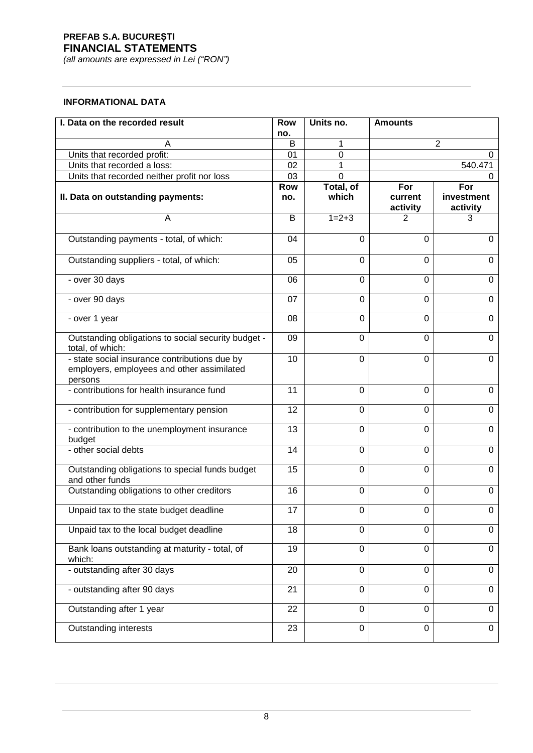**PREFAB S.A. BUCUREȘTI**
**FINANCIAL STATEMENTS**
*(all amounts are expressed in Lei ("RON")*

**INFORMATIONAL DATA**

| I. Data on the recorded result | Row no. | Units no. | Amounts | |
|---|---|---|---|---|
| A | B | 1 | 2 | |
| Units that recorded profit: | 01 | 0 | 0 | |
| Units that recorded a loss: | 02 | 1 | 540.471 | |
| Units that recorded neither profit nor loss | 03 | 0 | 0 | |
| **II. Data on outstanding payments:** | **Row no.** | **Total, of which** | **For current activity** | **For investment activity** |
| A | B | 1=2+3 | 2 | 3 |
| Outstanding payments - total, of which: | 04 | 0 | 0 | 0 |
| Outstanding suppliers - total, of which: | 05 | 0 | 0 | 0 |
| - over 30 days | 06 | 0 | 0 | 0 |
| - over 90 days | 07 | 0 | 0 | 0 |
| - over 1 year | 08 | 0 | 0 | 0 |
| Outstanding obligations to social security budget - total, of which: | 09 | 0 | 0 | 0 |
| - state social insurance contributions due by employers, employees and other assimilated persons | 10 | 0 | 0 | 0 |
| - contributions for health insurance fund | 11 | 0 | 0 | 0 |
| - contribution for supplementary pension | 12 | 0 | 0 | 0 |
| - contribution to the unemployment insurance budget | 13 | 0 | 0 | 0 |
| - other social debts | 14 | 0 | 0 | 0 |
| Outstanding obligations to special funds budget and other funds | 15 | 0 | 0 | 0 |
| Outstanding obligations to other creditors | 16 | 0 | 0 | 0 |
| Unpaid tax to the state budget deadline | 17 | 0 | 0 | 0 |
| Unpaid tax to the local budget deadline | 18 | 0 | 0 | 0 |
| Bank loans outstanding at maturity - total, of which: | 19 | 0 | 0 | 0 |
| - outstanding after 30 days | 20 | 0 | 0 | 0 |
| - outstanding after 90 days | 21 | 0 | 0 | 0 |
| Outstanding after 1 year | 22 | 0 | 0 | 0 |
| Outstanding interests | 23 | 0 | 0 | 0 |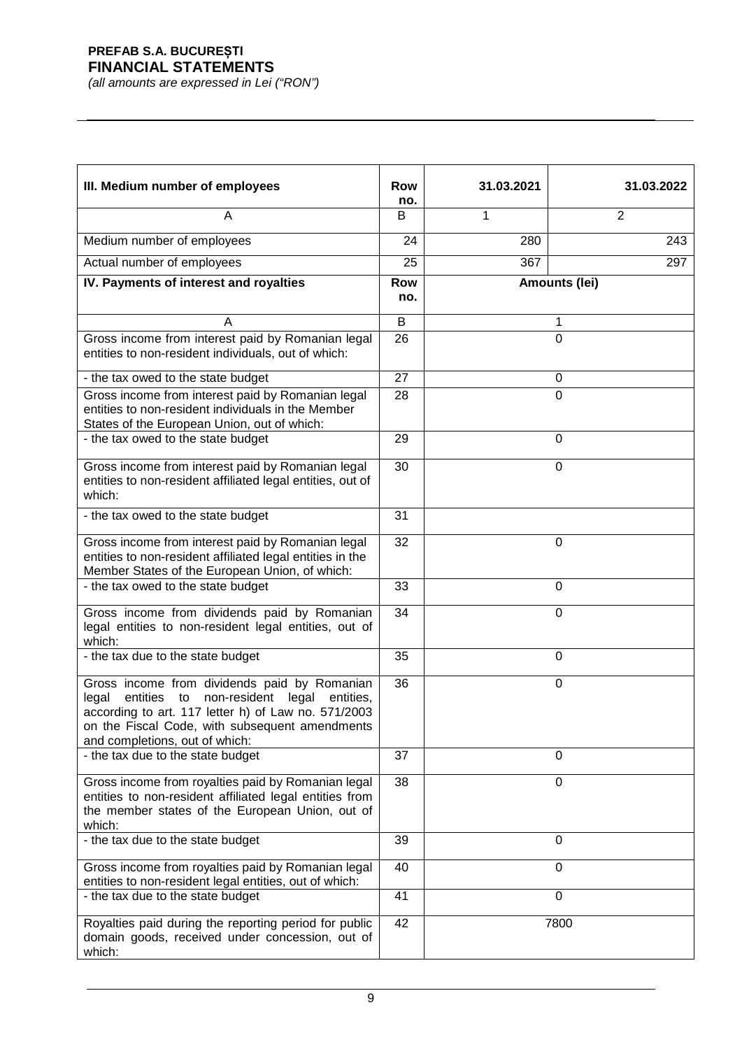| III. Medium number of employees | Row no. | 31.03.2021 | 31.03.2022 |
|---|---|---|---|
| A | B | 1 | 2 |
| Medium number of employees | 24 | 280 | 243 |
| Actual number of employees | 25 | 367 | 297 |

| IV. Payments of interest and royalties | Row no. | Amounts (lei) |
|---|---|---|
| A | B | 1 |
| Gross income from interest paid by Romanian legal entities to non-resident individuals, out of which: | 26 | 0 |
| - the tax owed to the state budget | 27 | 0 |
| Gross income from interest paid by Romanian legal entities to non-resident individuals in the Member States of the European Union, out of which: | 28 | 0 |
| - the tax owed to the state budget | 29 | 0 |
| Gross income from interest paid by Romanian legal entities to non-resident affiliated legal entities, out of which: | 30 | 0 |
| - the tax owed to the state budget | 31 | |
| Gross income from interest paid by Romanian legal entities to non-resident affiliated legal entities in the Member States of the European Union, of which: | 32 | 0 |
| - the tax owed to the state budget | 33 | 0 |
| Gross income from dividends paid by Romanian legal entities to non-resident legal entities, out of which: | 34 | 0 |
| - the tax due to the state budget | 35 | 0 |
| Gross income from dividends paid by Romanian legal entities to non-resident legal entities, according to art. 117 letter h) of Law no. 571/2003 on the Fiscal Code, with subsequent amendments and completions, out of which: | 36 | 0 |
| - the tax due to the state budget | 37 | 0 |
| Gross income from royalties paid by Romanian legal entities to non-resident affiliated legal entities from the member states of the European Union, out of which: | 38 | 0 |
| - the tax due to the state budget | 39 | 0 |
| Gross income from royalties paid by Romanian legal entities to non-resident legal entities, out of which: | 40 | 0 |
| - the tax due to the state budget | 41 | 0 |
| Royalties paid during the reporting period for public domain goods, received under concession, out of which: | 42 | 7800 |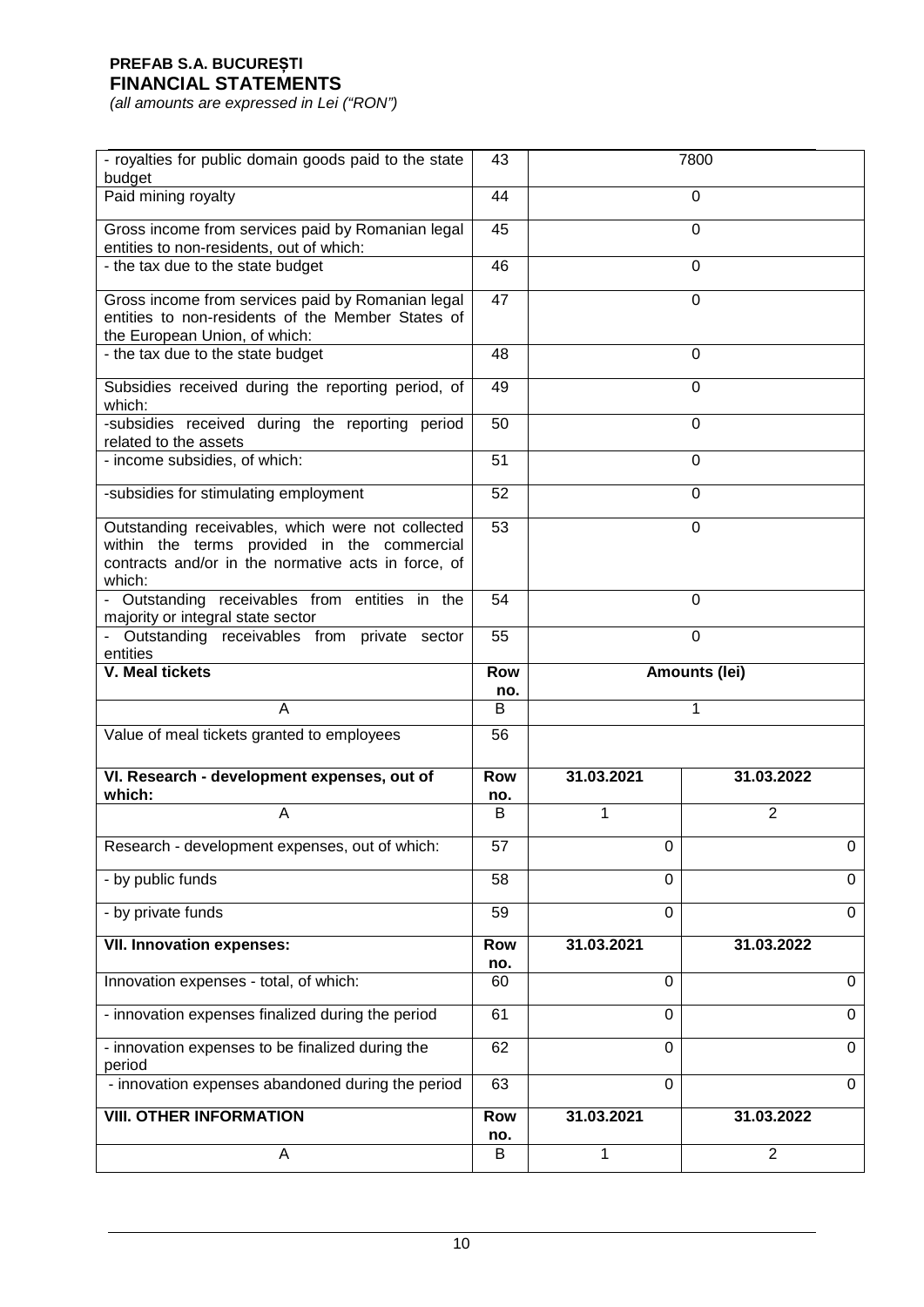| | | | |
|---|---|---|---|
| - royalties for public domain goods paid to the state budget | 43 | 7800 | |
| Paid mining royalty | 44 | 0 | |
| Gross income from services paid by Romanian legal entities to non-residents, out of which: | 45 | 0 | |
| - the tax due to the state budget | 46 | 0 | |
| Gross income from services paid by Romanian legal entities to non-residents of the Member States of the European Union, of which: | 47 | 0 | |
| - the tax due to the state budget | 48 | 0 | |
| Subsidies received during the reporting period, of which: | 49 | 0 | |
| -subsidies received during the reporting period related to the assets | 50 | 0 | |
| - income subsidies, of which: | 51 | 0 | |
| -subsidies for stimulating employment | 52 | 0 | |
| Outstanding receivables, which were not collected within the terms provided in the commercial contracts and/or in the normative acts in force, of which: | 53 | 0 | |
| - Outstanding receivables from entities in the majority or integral state sector | 54 | 0 | |
| - Outstanding receivables from private sector entities | 55 | 0 | |
| **V. Meal tickets** | **Row no.** | **Amounts (lei)** | |
| A | B | 1 | |
| Value of meal tickets granted to employees | 56 | | |
| **VI. Research - development expenses, out of which:** | **Row no.** | **31.03.2021** | **31.03.2022** |
| A | B | 1 | 2 |
| Research - development expenses, out of which: | 57 | 0 | 0 |
| - by public funds | 58 | 0 | 0 |
| - by private funds | 59 | 0 | 0 |
| **VII. Innovation expenses:** | **Row no.** | **31.03.2021** | **31.03.2022** |
| Innovation expenses - total, of which: | 60 | 0 | 0 |
| - innovation expenses finalized during the period | 61 | 0 | 0 |
| - innovation expenses to be finalized during the period | 62 | 0 | 0 |
| - innovation expenses abandoned during the period | 63 | 0 | 0 |
| **VIII. OTHER INFORMATION** | **Row no.** | **31.03.2021** | **31.03.2022** |
| A | B | 1 | 2 |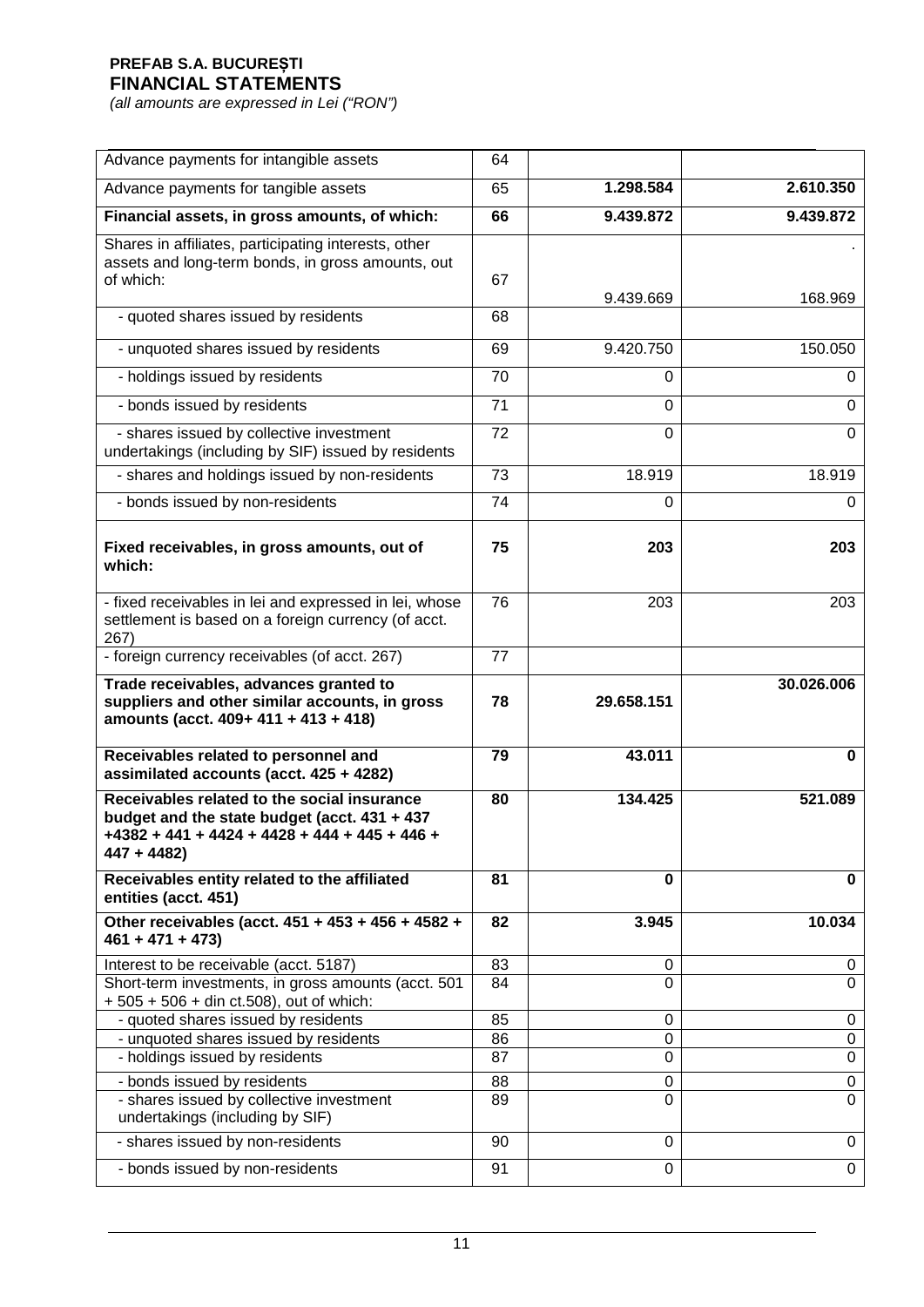**PREFAB S.A. BUCUREȘTI**
**FINANCIAL STATEMENTS**
*(all amounts are expressed in Lei ("RON")*

| | | | |
|---|---|---|---|
| Advance payments for intangible assets | 64 | | |
| Advance payments for tangible assets | 65 | **1.298.584** | **2.610.350** |
| **Financial assets, in gross amounts, of which:** | **66** | **9.439.872** | **9.439.872** |
| Shares in affiliates, participating interests, other assets and long-term bonds, in gross amounts, out of which: | 67 | 9.439.669 | . 168.969 |
| - quoted shares issued by residents | 68 | | |
| - unquoted shares issued by residents | 69 | 9.420.750 | 150.050 |
| - holdings issued by residents | 70 | 0 | 0 |
| - bonds issued by residents | 71 | 0 | 0 |
| - shares issued by collective investment undertakings (including by SIF) issued by residents | 72 | 0 | 0 |
| - shares and holdings issued by non-residents | 73 | 18.919 | 18.919 |
| - bonds issued by non-residents | 74 | 0 | 0 |
| **Fixed receivables, in gross amounts, out of which:** | **75** | **203** | **203** |
| - fixed receivables in lei and expressed in lei, whose settlement is based on a foreign currency (of acct. 267) | 76 | 203 | 203 |
| - foreign currency receivables (of acct. 267) | 77 | | |
| **Trade receivables, advances granted to suppliers and other similar accounts, in gross amounts (acct. 409+ 411 + 413 + 418)** | **78** | **29.658.151** | **30.026.006** |
| **Receivables related to personnel and assimilated accounts (acct. 425 + 4282)** | **79** | **43.011** | **0** |
| **Receivables related to the social insurance budget and the state budget (acct. 431 + 437 +4382 + 441 + 4424 + 4428 + 444 + 445 + 446 + 447 + 4482)** | **80** | **134.425** | **521.089** |
| **Receivables entity related to the affiliated entities (acct. 451)** | **81** | **0** | **0** |
| **Other receivables (acct. 451 + 453 + 456 + 4582 + 461 + 471 + 473)** | **82** | **3.945** | **10.034** |
| Interest to be receivable (acct. 5187) | 83 | 0 | 0 |
| Short-term investments, in gross amounts (acct. 501 + 505 + 506 + din ct.508), out of which: | 84 | 0 | 0 |
| - quoted shares issued by residents | 85 | 0 | 0 |
| - unquoted shares issued by residents | 86 | 0 | 0 |
| - holdings issued by residents | 87 | 0 | 0 |
| - bonds issued by residents | 88 | 0 | 0 |
| - shares issued by collective investment undertakings (including by SIF) | 89 | 0 | 0 |
| - shares issued by non-residents | 90 | 0 | 0 |
| - bonds issued by non-residents | 91 | 0 | 0 |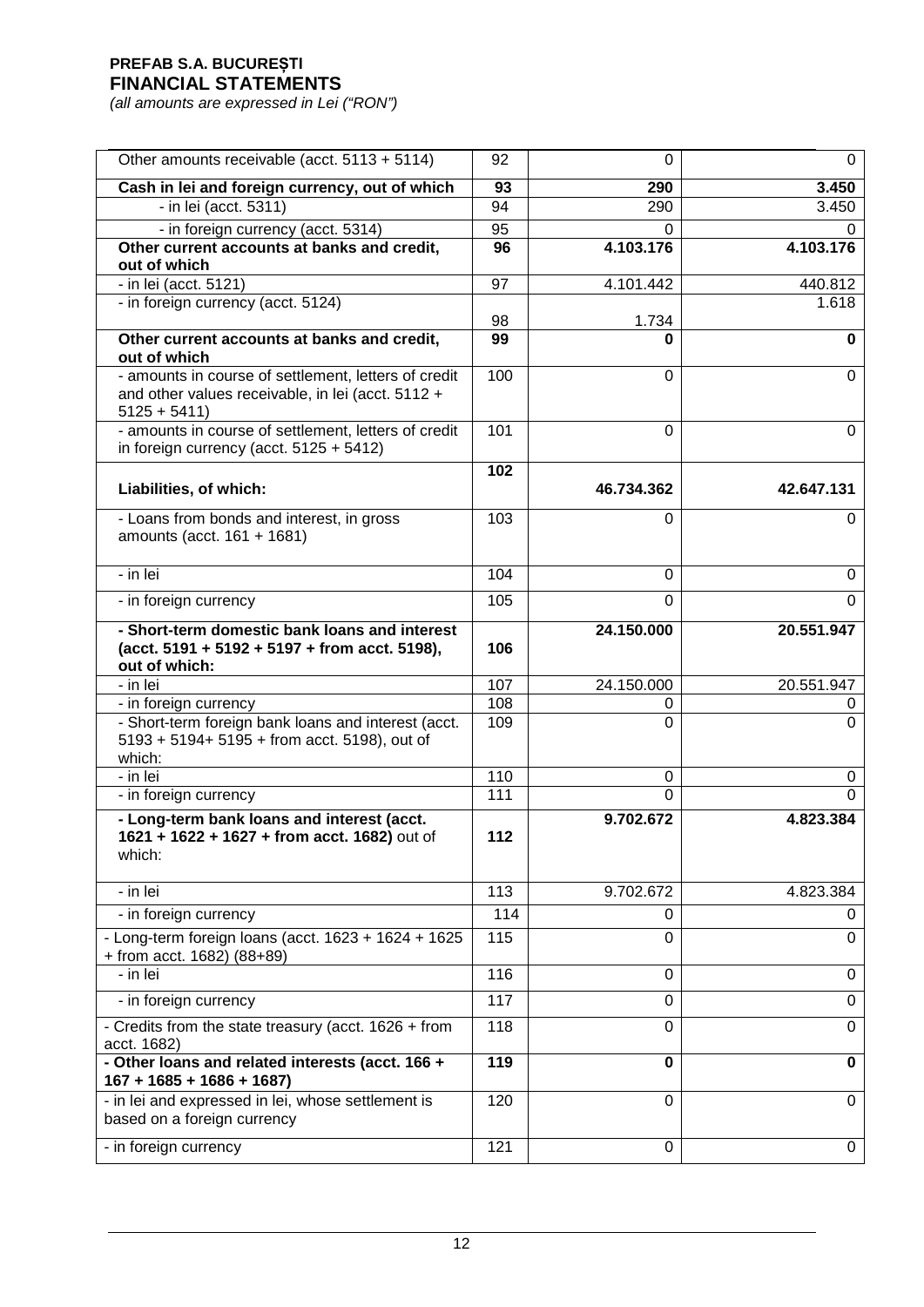**PREFAB S.A. BUCUREȘTI**
**FINANCIAL STATEMENTS**
*(all amounts are expressed in Lei ("RON")*

| | | | |
|---|---|---|---|
| Other amounts receivable (acct. 5113 + 5114) | 92 | 0 | 0 |
| **Cash in lei and foreign currency, out of which** | **93** | **290** | **3.450** |
| - in lei (acct. 5311) | 94 | 290 | 3.450 |
| - in foreign currency (acct. 5314) | 95 | 0 | 0 |
| **Other current accounts at banks and credit, out of which** | **96** | **4.103.176** | **4.103.176** |
| - in lei (acct. 5121) | 97 | 4.101.442 | 440.812 |
| - in foreign currency (acct. 5124) | 98 | 1.734 | 1.618 |
| **Other current accounts at banks and credit, out of which** | **99** | **0** | **0** |
| - amounts in course of settlement, letters of credit and other values receivable, in lei (acct. 5112 + 5125 + 5411) | 100 | 0 | 0 |
| - amounts in course of settlement, letters of credit in foreign currency (acct. 5125 + 5412) | 101 | 0 | 0 |
| **Liabilities, of which:** | **102** | **46.734.362** | **42.647.131** |
| - Loans from bonds and interest, in gross amounts (acct. 161 + 1681) | 103 | 0 | 0 |
| - in lei | 104 | 0 | 0 |
| - in foreign currency | 105 | 0 | 0 |
| **- Short-term domestic bank loans and interest (acct. 5191 + 5192 + 5197 + from acct. 5198), out of which:** | **106** | **24.150.000** | **20.551.947** |
| - in lei | 107 | 24.150.000 | 20.551.947 |
| - in foreign currency | 108 | 0 | 0 |
| - Short-term foreign bank loans and interest (acct. 5193 + 5194+ 5195 + from acct. 5198), out of which: | 109 | 0 | 0 |
| - in lei | 110 | 0 | 0 |
| - in foreign currency | 111 | 0 | 0 |
| **- Long-term bank loans and interest (acct. 1621 + 1622 + 1627 + from acct. 1682)** out of which: | **112** | **9.702.672** | **4.823.384** |
| - in lei | 113 | 9.702.672 | 4.823.384 |
| - in foreign currency | 114 | 0 | 0 |
| - Long-term foreign loans (acct. 1623 + 1624 + 1625 + from acct. 1682) (88+89) | 115 | 0 | 0 |
| - in lei | 116 | 0 | 0 |
| - in foreign currency | 117 | 0 | 0 |
| - Credits from the state treasury (acct. 1626 + from acct. 1682) | 118 | 0 | 0 |
| **- Other loans and related interests (acct. 166 + 167 + 1685 + 1686 + 1687)** | **119** | **0** | **0** |
| - in lei and expressed in lei, whose settlement is based on a foreign currency | 120 | 0 | 0 |
| - in foreign currency | 121 | 0 | 0 |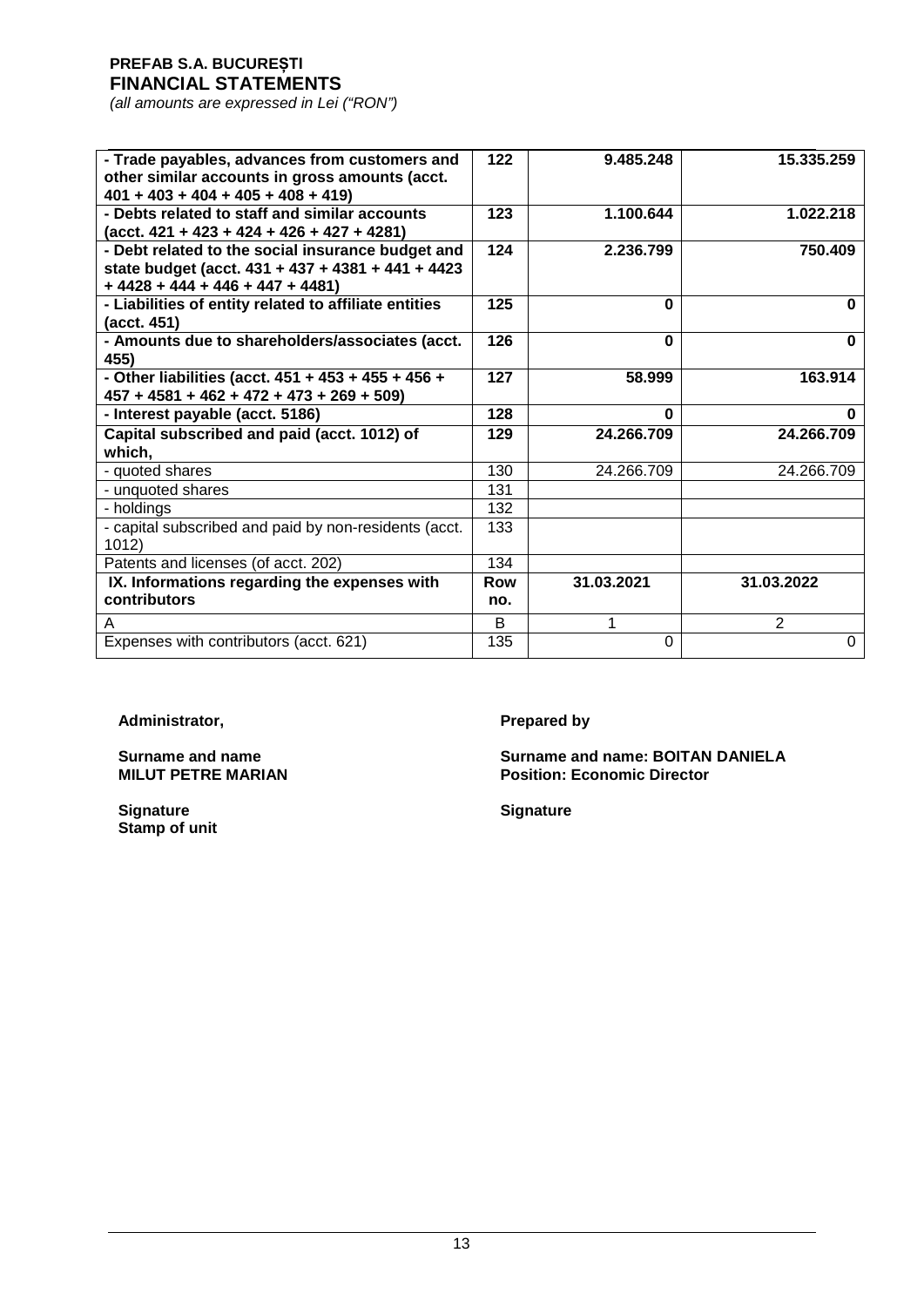**PREFAB S.A. BUCUREȘTI**
**FINANCIAL STATEMENTS**
*(all amounts are expressed in Lei ("RON")*

| | | | |
|---|---|---|---|
| **- Trade payables, advances from customers and other similar accounts in gross amounts (acct. 401 + 403 + 404 + 405 + 408 + 419)** | **122** | **9.485.248** | **15.335.259** |
| **- Debts related to staff and similar accounts (acct. 421 + 423 + 424 + 426 + 427 + 4281)** | **123** | **1.100.644** | **1.022.218** |
| **- Debt related to the social insurance budget and state budget (acct. 431 + 437 + 4381 + 441 + 4423 + 4428 + 444 + 446 + 447 + 4481)** | **124** | **2.236.799** | **750.409** |
| **- Liabilities of entity related to affiliate entities (acct. 451)** | **125** | **0** | **0** |
| **- Amounts due to shareholders/associates (acct. 455)** | **126** | **0** | **0** |
| **- Other liabilities (acct. 451 + 453 + 455 + 456 + 457 + 4581 + 462 + 472 + 473 + 269 + 509)** | **127** | **58.999** | **163.914** |
| **- Interest payable (acct. 5186)** | **128** | **0** | **0** |
| **Capital subscribed and paid (acct. 1012) of which,** | **129** | **24.266.709** | **24.266.709** |
| - quoted shares | 130 | 24.266.709 | 24.266.709 |
| - unquoted shares | 131 | | |
| - holdings | 132 | | |
| - capital subscribed and paid by non-residents (acct. 1012) | 133 | | |
| Patents and licenses (of acct. 202) | 134 | | |
| **IX. Informations regarding the expenses with contributors** | **Row no.** | **31.03.2021** | **31.03.2022** |
| A | B | 1 | 2 |
| Expenses with contributors (acct. 621) | 135 | 0 | 0 |

**Administrator,**

**Surname and name**
**MILUT PETRE MARIAN**

**Signature**
**Stamp of unit**

**Prepared by**

**Surname and name: BOITAN DANIELA**
**Position: Economic Director**

**Signature**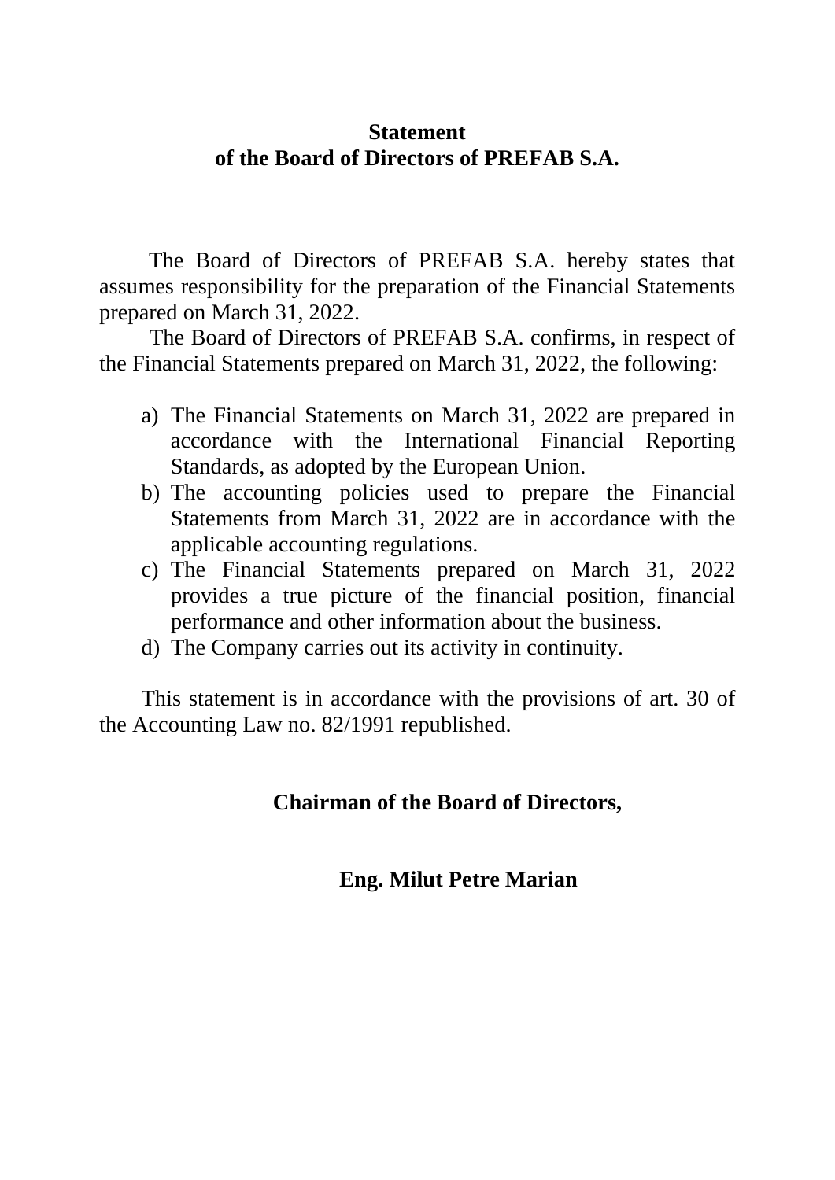# Statement
# of the Board of Directors of PREFAB S.A.

The Board of Directors of PREFAB S.A. hereby states that assumes responsibility for the preparation of the Financial Statements prepared on March 31, 2022.

The Board of Directors of PREFAB S.A. confirms, in respect of the Financial Statements prepared on March 31, 2022, the following:

a) The Financial Statements on March 31, 2022 are prepared in accordance with the International Financial Reporting Standards, as adopted by the European Union.
b) The accounting policies used to prepare the Financial Statements from March 31, 2022 are in accordance with the applicable accounting regulations.
c) The Financial Statements prepared on March 31, 2022 provides a true picture of the financial position, financial performance and other information about the business.
d) The Company carries out its activity in continuity.

This statement is in accordance with the provisions of art. 30 of the Accounting Law no. 82/1991 republished.

**Chairman of the Board of Directors,**

**Eng. Milut Petre Marian**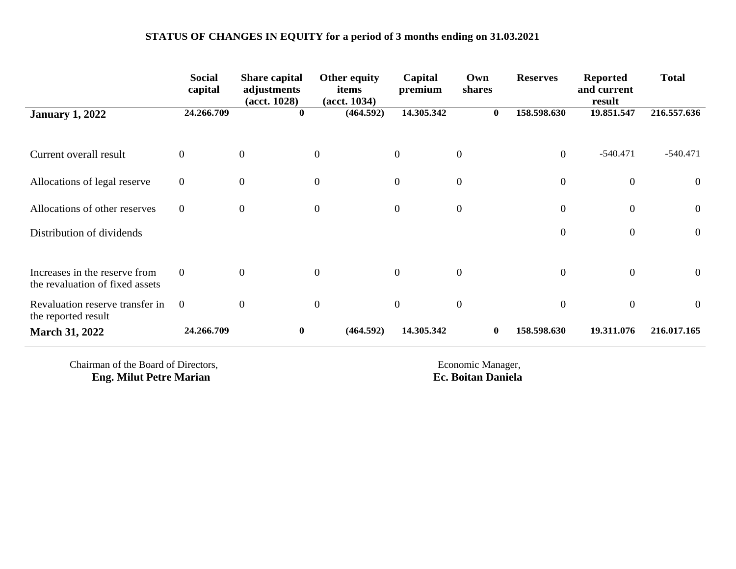**STATUS OF CHANGES IN EQUITY for a period of 3 months ending on 31.03.2021**

| | Social capital | Share capital adjustments (acct. 1028) | Other equity items (acct. 1034) | Capital premium | Own shares | Reserves | Reported and current result | Total |
|---|---|---|---|---|---|---|---|---|
| **January 1, 2022** | **24.266.709** | **0** | **(464.592)** | **14.305.342** | **0** | **158.598.630** | **19.851.547** | **216.557.636** |
| Current overall result | 0 | 0 | 0 | 0 | 0 | 0 | -540.471 | -540.471 |
| Allocations of legal reserve | 0 | 0 | 0 | 0 | 0 | 0 | 0 | 0 |
| Allocations of other reserves | 0 | 0 | 0 | 0 | 0 | 0 | 0 | 0 |
| Distribution of dividends | | | | | | 0 | 0 | 0 |
| Increases in the reserve from the revaluation of fixed assets | 0 | 0 | 0 | 0 | 0 | 0 | 0 | 0 |
| Revaluation reserve transfer in the reported result | 0 | 0 | 0 | 0 | 0 | 0 | 0 | 0 |
| **March 31, 2022** | **24.266.709** | **0** | **(464.592)** | **14.305.342** | **0** | **158.598.630** | **19.311.076** | **216.017.165** |

Chairman of the Board of Directors,
**Eng. Milut Petre Marian**

Economic Manager,
**Ec. Boitan Daniela**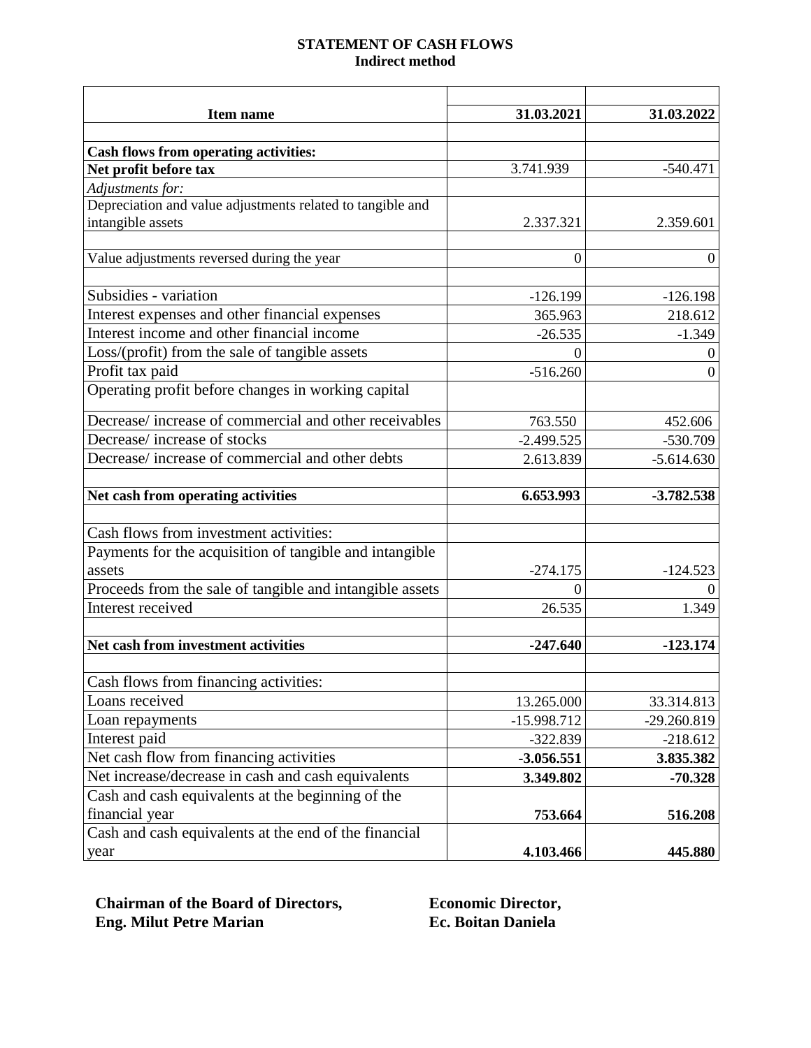**STATEMENT OF CASH FLOWS**
**Indirect method**

| Item name | 31.03.2021 | 31.03.2022 |
|---|---|---|
| | | |
| **Cash flows from operating activities:** | | |
| **Net profit before tax** | 3.741.939 | -540.471 |
| *Adjustments for:* | | |
| Depreciation and value adjustments related to tangible and intangible assets | 2.337.321 | 2.359.601 |
| | | |
| Value adjustments reversed during the year | 0 | 0 |
| | | |
| Subsidies - variation | -126.199 | -126.198 |
| Interest expenses and other financial expenses | 365.963 | 218.612 |
| Interest income and other financial income | -26.535 | -1.349 |
| Loss/(profit) from the sale of tangible assets | 0 | 0 |
| Profit tax paid | -516.260 | 0 |
| Operating profit before changes in working capital | | |
| Decrease/ increase of commercial and other receivables | 763.550 | 452.606 |
| Decrease/ increase of stocks | -2.499.525 | -530.709 |
| Decrease/ increase of commercial and other debts | 2.613.839 | -5.614.630 |
| | | |
| **Net cash from operating activities** | **6.653.993** | **-3.782.538** |
| | | |
| Cash flows from investment activities: | | |
| Payments for the acquisition of tangible and intangible assets | -274.175 | -124.523 |
| Proceeds from the sale of tangible and intangible assets | 0 | 0 |
| Interest received | 26.535 | 1.349 |
| | | |
| **Net cash from investment activities** | **-247.640** | **-123.174** |
| | | |
| Cash flows from financing activities: | | |
| Loans received | 13.265.000 | 33.314.813 |
| Loan repayments | -15.998.712 | -29.260.819 |
| Interest paid | -322.839 | -218.612 |
| Net cash flow from financing activities | **-3.056.551** | **3.835.382** |
| Net increase/decrease in cash and cash equivalents | **3.349.802** | **-70.328** |
| Cash and cash equivalents at the beginning of the financial year | **753.664** | **516.208** |
| Cash and cash equivalents at the end of the financial year | **4.103.466** | **445.880** |

**Chairman of the Board of Directors,**
**Eng. Milut Petre Marian**

**Economic Director,**
**Ec. Boitan Daniela**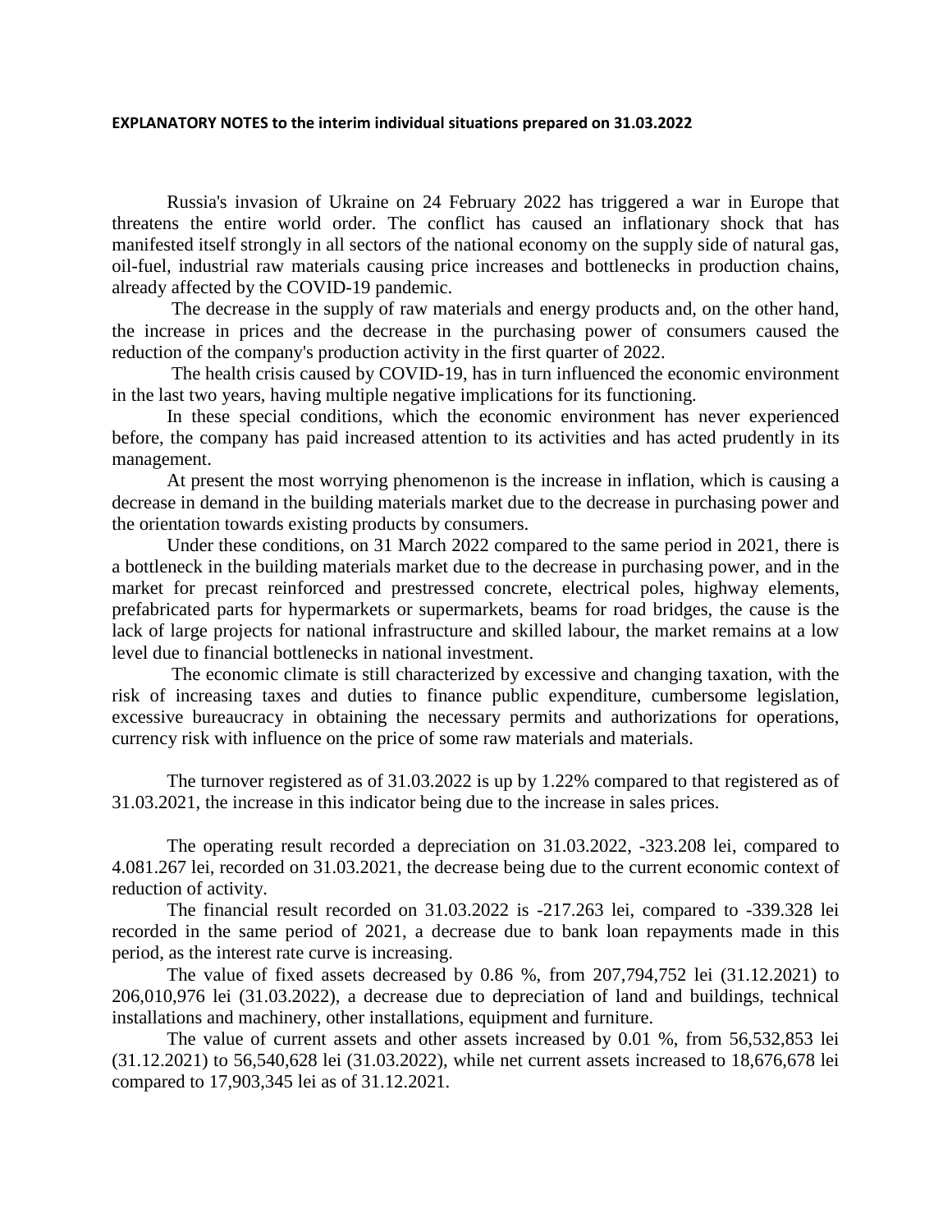**EXPLANATORY NOTES to the interim individual situations prepared on 31.03.2022**

Russia's invasion of Ukraine on 24 February 2022 has triggered a war in Europe that threatens the entire world order. The conflict has caused an inflationary shock that has manifested itself strongly in all sectors of the national economy on the supply side of natural gas, oil-fuel, industrial raw materials causing price increases and bottlenecks in production chains, already affected by the COVID-19 pandemic.

The decrease in the supply of raw materials and energy products and, on the other hand, the increase in prices and the decrease in the purchasing power of consumers caused the reduction of the company's production activity in the first quarter of 2022.

The health crisis caused by COVID-19, has in turn influenced the economic environment in the last two years, having multiple negative implications for its functioning.

In these special conditions, which the economic environment has never experienced before, the company has paid increased attention to its activities and has acted prudently in its management.

At present the most worrying phenomenon is the increase in inflation, which is causing a decrease in demand in the building materials market due to the decrease in purchasing power and the orientation towards existing products by consumers.

Under these conditions, on 31 March 2022 compared to the same period in 2021, there is a bottleneck in the building materials market due to the decrease in purchasing power, and in the market for precast reinforced and prestressed concrete, electrical poles, highway elements, prefabricated parts for hypermarkets or supermarkets, beams for road bridges, the cause is the lack of large projects for national infrastructure and skilled labour, the market remains at a low level due to financial bottlenecks in national investment.

The economic climate is still characterized by excessive and changing taxation, with the risk of increasing taxes and duties to finance public expenditure, cumbersome legislation, excessive bureaucracy in obtaining the necessary permits and authorizations for operations, currency risk with influence on the price of some raw materials and materials.

The turnover registered as of 31.03.2022 is up by 1.22% compared to that registered as of 31.03.2021, the increase in this indicator being due to the increase in sales prices.

The operating result recorded a depreciation on 31.03.2022, -323.208 lei, compared to 4.081.267 lei, recorded on 31.03.2021, the decrease being due to the current economic context of reduction of activity.

The financial result recorded on 31.03.2022 is -217.263 lei, compared to -339.328 lei recorded in the same period of 2021, a decrease due to bank loan repayments made in this period, as the interest rate curve is increasing.

The value of fixed assets decreased by 0.86 %, from 207,794,752 lei (31.12.2021) to 206,010,976 lei (31.03.2022), a decrease due to depreciation of land and buildings, technical installations and machinery, other installations, equipment and furniture.

The value of current assets and other assets increased by 0.01 %, from 56,532,853 lei (31.12.2021) to 56,540,628 lei (31.03.2022), while net current assets increased to 18,676,678 lei compared to 17,903,345 lei as of 31.12.2021.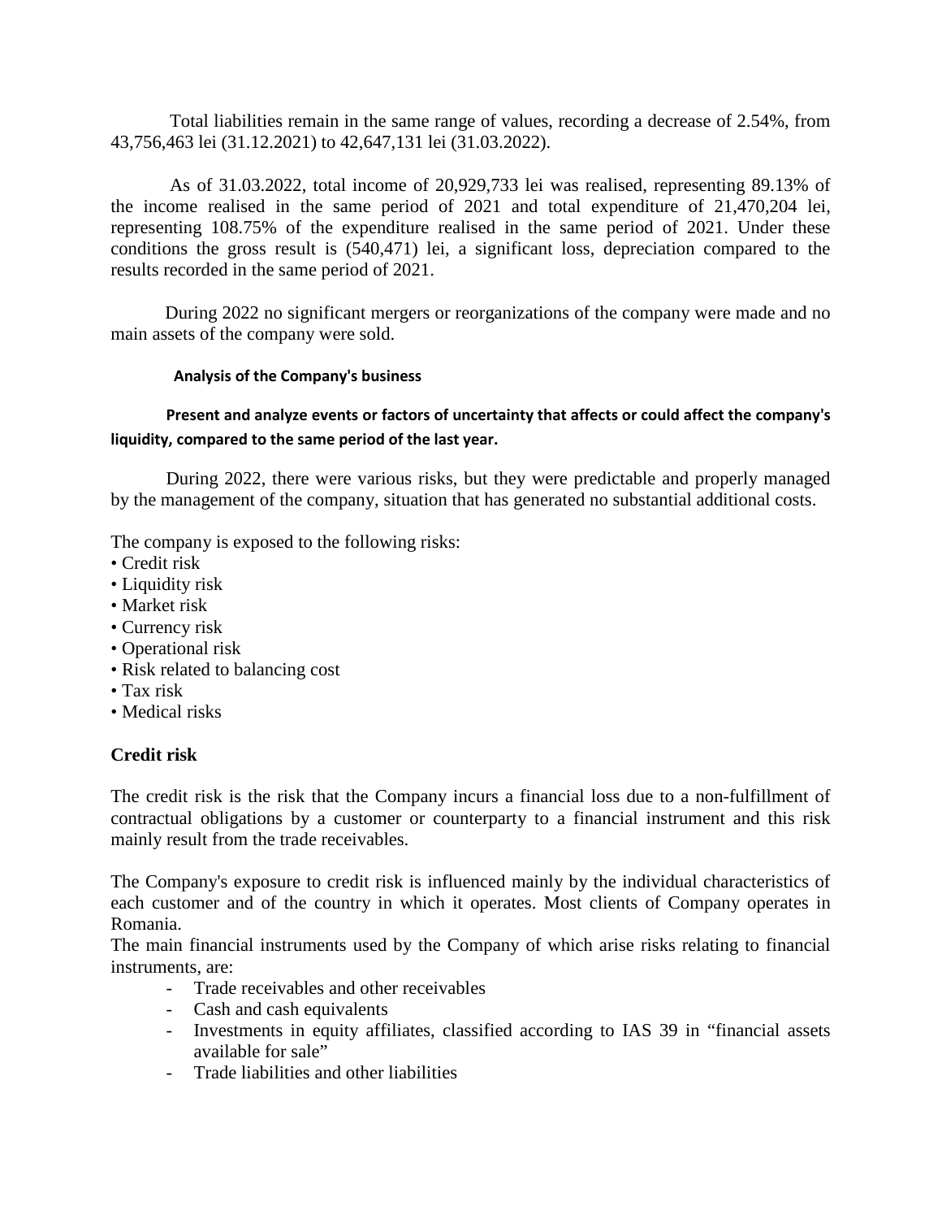Total liabilities remain in the same range of values, recording a decrease of 2.54%, from 43,756,463 lei (31.12.2021) to 42,647,131 lei (31.03.2022).

As of 31.03.2022, total income of 20,929,733 lei was realised, representing 89.13% of the income realised in the same period of 2021 and total expenditure of 21,470,204 lei, representing 108.75% of the expenditure realised in the same period of 2021. Under these conditions the gross result is (540,471) lei, a significant loss, depreciation compared to the results recorded in the same period of 2021.

During 2022 no significant mergers or reorganizations of the company were made and no main assets of the company were sold.

**Analysis of the Company's business**

**Present and analyze events or factors of uncertainty that affects or could affect the company's liquidity, compared to the same period of the last year.**

During 2022, there were various risks, but they were predictable and properly managed by the management of the company, situation that has generated no substantial additional costs.

The company is exposed to the following risks:

- Credit risk
- Liquidity risk
- Market risk
- Currency risk
- Operational risk
- Risk related to balancing cost
- Tax risk
- Medical risks

## Credit risk

The credit risk is the risk that the Company incurs a financial loss due to a non-fulfillment of contractual obligations by a customer or counterparty to a financial instrument and this risk mainly result from the trade receivables.

The Company's exposure to credit risk is influenced mainly by the individual characteristics of each customer and of the country in which it operates. Most clients of Company operates in Romania.

The main financial instruments used by the Company of which arise risks relating to financial instruments, are:

- Trade receivables and other receivables
- Cash and cash equivalents
- Investments in equity affiliates, classified according to IAS 39 in "financial assets available for sale"
- Trade liabilities and other liabilities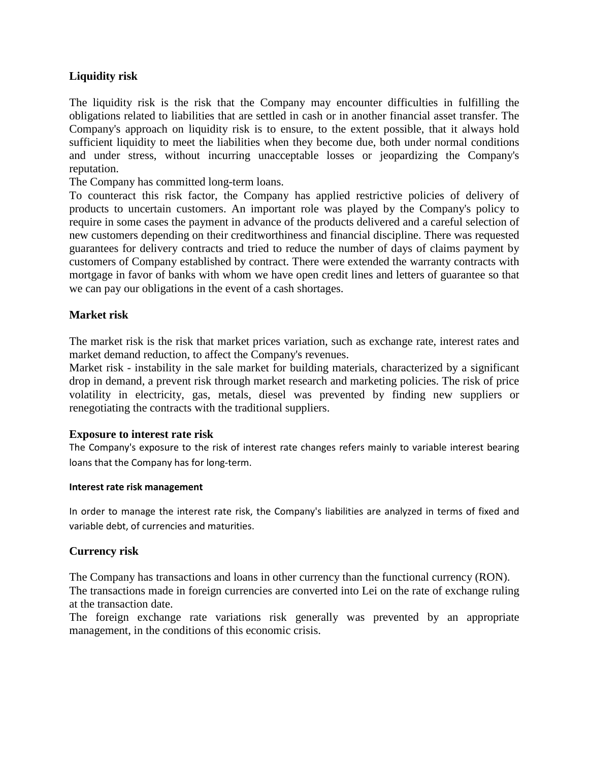## Liquidity risk

The liquidity risk is the risk that the Company may encounter difficulties in fulfilling the obligations related to liabilities that are settled in cash or in another financial asset transfer. The Company's approach on liquidity risk is to ensure, to the extent possible, that it always hold sufficient liquidity to meet the liabilities when they become due, both under normal conditions and under stress, without incurring unacceptable losses or jeopardizing the Company's reputation.

The Company has committed long-term loans.

To counteract this risk factor, the Company has applied restrictive policies of delivery of products to uncertain customers. An important role was played by the Company's policy to require in some cases the payment in advance of the products delivered and a careful selection of new customers depending on their creditworthiness and financial discipline. There was requested guarantees for delivery contracts and tried to reduce the number of days of claims payment by customers of Company established by contract. There were extended the warranty contracts with mortgage in favor of banks with whom we have open credit lines and letters of guarantee so that we can pay our obligations in the event of a cash shortages.

## Market risk

The market risk is the risk that market prices variation, such as exchange rate, interest rates and market demand reduction, to affect the Company's revenues.

Market risk - instability in the sale market for building materials, characterized by a significant drop in demand, a prevent risk through market research and marketing policies. The risk of price volatility in electricity, gas, metals, diesel was prevented by finding new suppliers or renegotiating the contracts with the traditional suppliers.

## Exposure to interest rate risk

The Company's exposure to the risk of interest rate changes refers mainly to variable interest bearing loans that the Company has for long-term.

### Interest rate risk management

In order to manage the interest rate risk, the Company's liabilities are analyzed in terms of fixed and variable debt, of currencies and maturities.

## Currency risk

The Company has transactions and loans in other currency than the functional currency (RON).

The transactions made in foreign currencies are converted into Lei on the rate of exchange ruling at the transaction date.

The foreign exchange rate variations risk generally was prevented by an appropriate management, in the conditions of this economic crisis.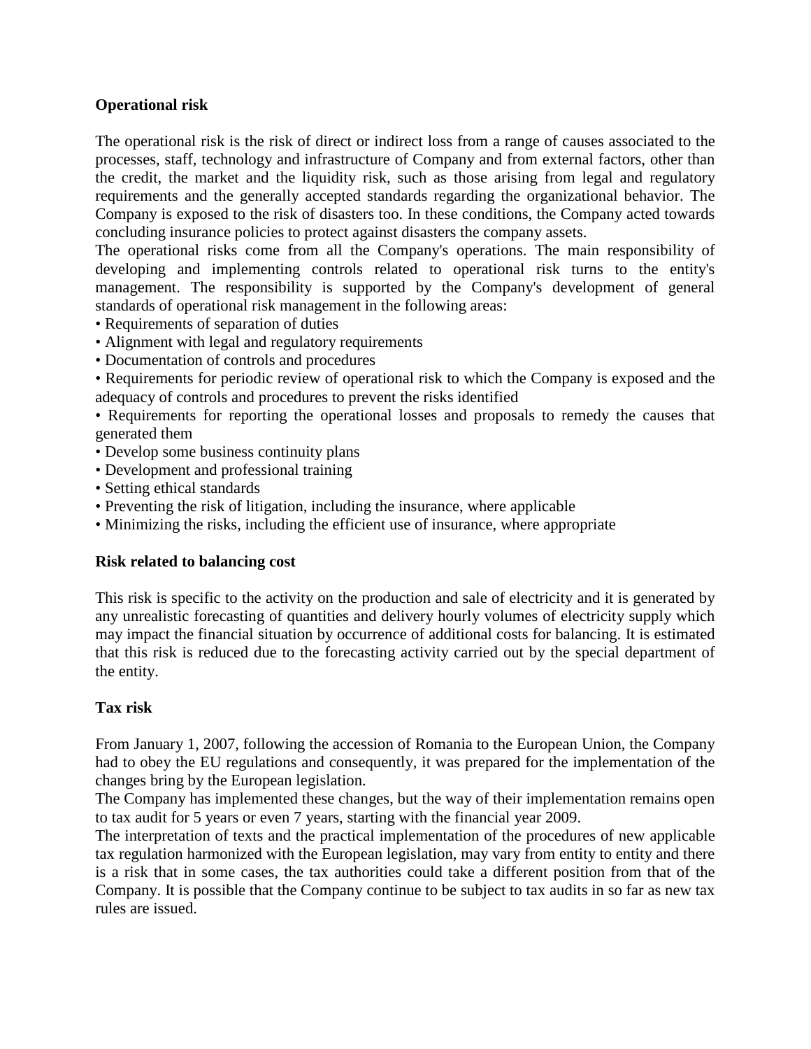**Operational risk**

The operational risk is the risk of direct or indirect loss from a range of causes associated to the processes, staff, technology and infrastructure of Company and from external factors, other than the credit, the market and the liquidity risk, such as those arising from legal and regulatory requirements and the generally accepted standards regarding the organizational behavior. The Company is exposed to the risk of disasters too. In these conditions, the Company acted towards concluding insurance policies to protect against disasters the company assets.

The operational risks come from all the Company's operations. The main responsibility of developing and implementing controls related to operational risk turns to the entity's management. The responsibility is supported by the Company's development of general standards of operational risk management in the following areas:

- Requirements of separation of duties
- Alignment with legal and regulatory requirements
- Documentation of controls and procedures
- Requirements for periodic review of operational risk to which the Company is exposed and the adequacy of controls and procedures to prevent the risks identified
- Requirements for reporting the operational losses and proposals to remedy the causes that generated them
- Develop some business continuity plans
- Development and professional training
- Setting ethical standards
- Preventing the risk of litigation, including the insurance, where applicable
- Minimizing the risks, including the efficient use of insurance, where appropriate

**Risk related to balancing cost**

This risk is specific to the activity on the production and sale of electricity and it is generated by any unrealistic forecasting of quantities and delivery hourly volumes of electricity supply which may impact the financial situation by occurrence of additional costs for balancing. It is estimated that this risk is reduced due to the forecasting activity carried out by the special department of the entity.

**Tax risk**

From January 1, 2007, following the accession of Romania to the European Union, the Company had to obey the EU regulations and consequently, it was prepared for the implementation of the changes bring by the European legislation.

The Company has implemented these changes, but the way of their implementation remains open to tax audit for 5 years or even 7 years, starting with the financial year 2009.

The interpretation of texts and the practical implementation of the procedures of new applicable tax regulation harmonized with the European legislation, may vary from entity to entity and there is a risk that in some cases, the tax authorities could take a different position from that of the Company. It is possible that the Company continue to be subject to tax audits in so far as new tax rules are issued.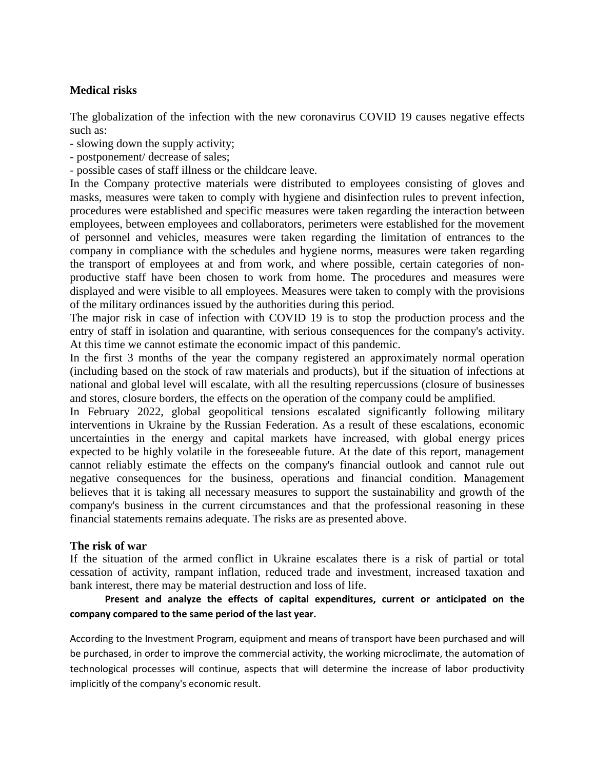**Medical risks**

The globalization of the infection with the new coronavirus COVID 19 causes negative effects such as:

- slowing down the supply activity;
- postponement/ decrease of sales;
- possible cases of staff illness or the childcare leave.

In the Company protective materials were distributed to employees consisting of gloves and masks, measures were taken to comply with hygiene and disinfection rules to prevent infection, procedures were established and specific measures were taken regarding the interaction between employees, between employees and collaborators, perimeters were established for the movement of personnel and vehicles, measures were taken regarding the limitation of entrances to the company in compliance with the schedules and hygiene norms, measures were taken regarding the transport of employees at and from work, and where possible, certain categories of non-productive staff have been chosen to work from home. The procedures and measures were displayed and were visible to all employees. Measures were taken to comply with the provisions of the military ordinances issued by the authorities during this period.

The major risk in case of infection with COVID 19 is to stop the production process and the entry of staff in isolation and quarantine, with serious consequences for the company's activity. At this time we cannot estimate the economic impact of this pandemic.

In the first 3 months of the year the company registered an approximately normal operation (including based on the stock of raw materials and products), but if the situation of infections at national and global level will escalate, with all the resulting repercussions (closure of businesses and stores, closure borders, the effects on the operation of the company could be amplified.

In February 2022, global geopolitical tensions escalated significantly following military interventions in Ukraine by the Russian Federation. As a result of these escalations, economic uncertainties in the energy and capital markets have increased, with global energy prices expected to be highly volatile in the foreseeable future. At the date of this report, management cannot reliably estimate the effects on the company's financial outlook and cannot rule out negative consequences for the business, operations and financial condition. Management believes that it is taking all necessary measures to support the sustainability and growth of the company's business in the current circumstances and that the professional reasoning in these financial statements remains adequate. The risks are as presented above.

**The risk of war**

If the situation of the armed conflict in Ukraine escalates there is a risk of partial or total cessation of activity, rampant inflation, reduced trade and investment, increased taxation and bank interest, there may be material destruction and loss of life.

**Present and analyze the effects of capital expenditures, current or anticipated on the company compared to the same period of the last year.**

According to the Investment Program, equipment and means of transport have been purchased and will be purchased, in order to improve the commercial activity, the working microclimate, the automation of technological processes will continue, aspects that will determine the increase of labor productivity implicitly of the company's economic result.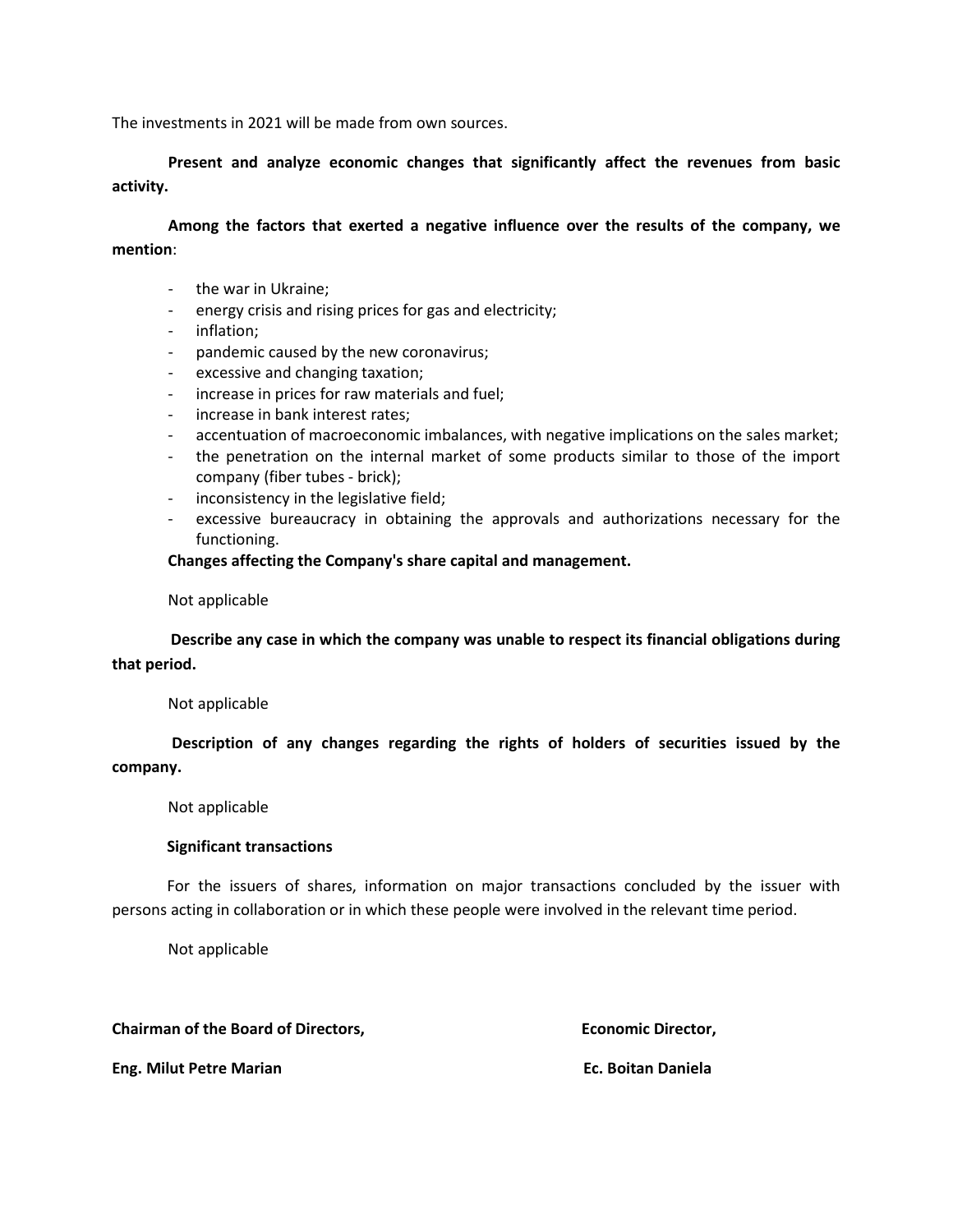The investments in 2021 will be made from own sources.

**Present and analyze economic changes that significantly affect the revenues from basic activity.**

**Among the factors that exerted a negative influence over the results of the company, we mention**:

- the war in Ukraine;
- energy crisis and rising prices for gas and electricity;
- inflation;
- pandemic caused by the new coronavirus;
- excessive and changing taxation;
- increase in prices for raw materials and fuel;
- increase in bank interest rates;
- accentuation of macroeconomic imbalances, with negative implications on the sales market;
- the penetration on the internal market of some products similar to those of the import company (fiber tubes - brick);
- inconsistency in the legislative field;
- excessive bureaucracy in obtaining the approvals and authorizations necessary for the functioning.

**Changes affecting the Company's share capital and management.**

Not applicable

**Describe any case in which the company was unable to respect its financial obligations during that period.**

Not applicable

**Description of any changes regarding the rights of holders of securities issued by the company.**

Not applicable

**Significant transactions**

For the issuers of shares, information on major transactions concluded by the issuer with persons acting in collaboration or in which these people were involved in the relevant time period.

Not applicable

**Chairman of the Board of Directors,** **Economic Director,**

**Eng. Milut Petre Marian** **Ec. Boitan Daniela**